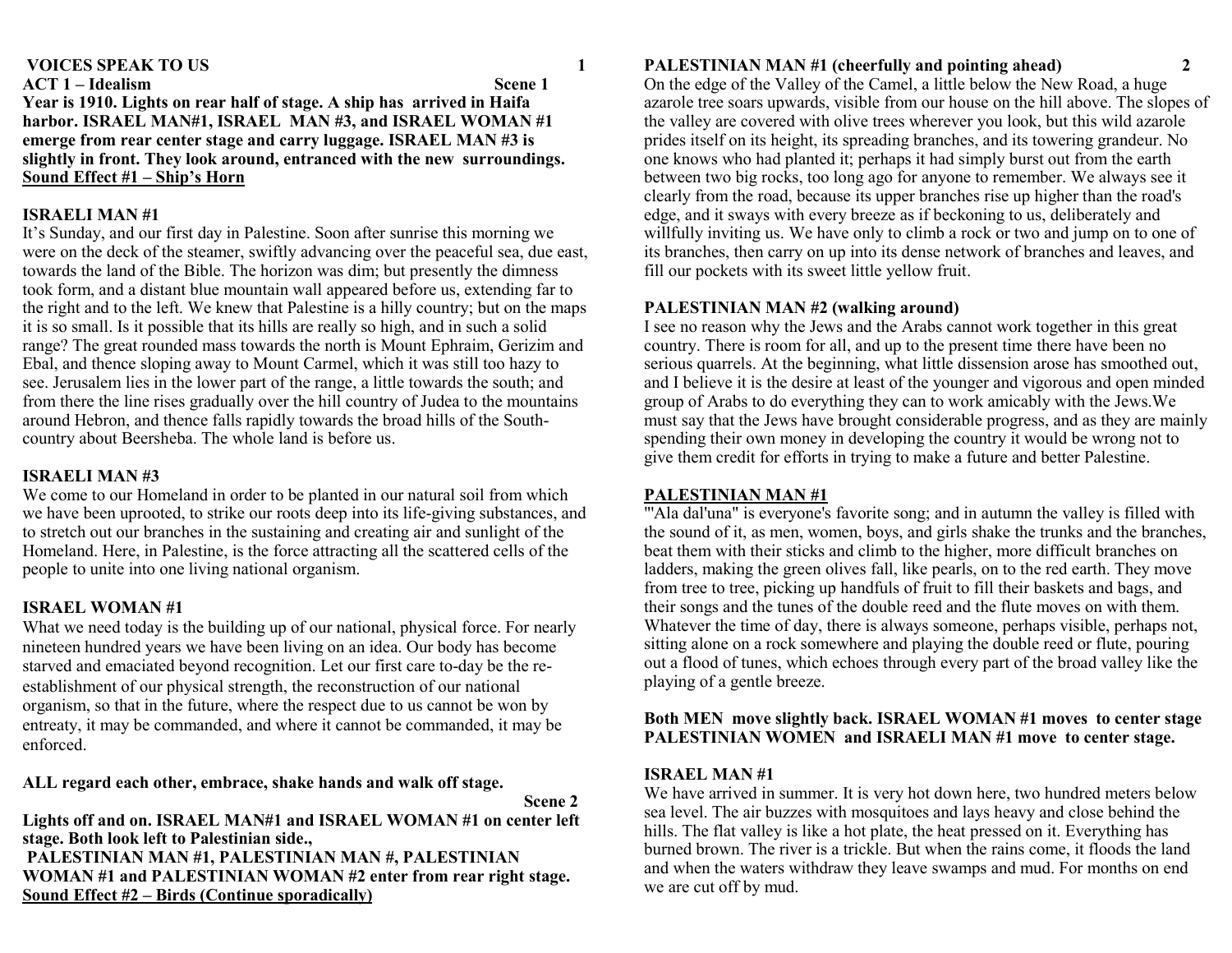**VOICES SPEAK TO US**

**ACT 1 – Idealism** **Scene 1**

**Year is 1910. Lights on rear half of stage. A ship has arrived in Haifa harbor. ISRAEL MAN#1, ISRAEL MAN #3, and ISRAEL WOMAN #1 emerge from rear center stage and carry luggage. ISRAEL MAN #3 is slightly in front. They look around, entranced with the new surroundings.**
**<u>Sound Effect #1 – Ship's Horn</u>**

**ISRAELI MAN #1**
It's Sunday, and our first day in Palestine. Soon after sunrise this morning we were on the deck of the steamer, swiftly advancing over the peaceful sea, due east, towards the land of the Bible. The horizon was dim; but presently the dimness took form, and a distant blue mountain wall appeared before us, extending far to the right and to the left. We knew that Palestine is a hilly country; but on the maps it is so small. Is it possible that its hills are really so high, and in such a solid range? The great rounded mass towards the north is Mount Ephraim, Gerizim and Ebal, and thence sloping away to Mount Carmel, which it was still too hazy to see. Jerusalem lies in the lower part of the range, a little towards the south; and from there the line rises gradually over the hill country of Judea to the mountains around Hebron, and thence falls rapidly towards the broad hills of the South-country about Beersheba. The whole land is before us.

**ISRAELI MAN #3**
We come to our Homeland in order to be planted in our natural soil from which we have been uprooted, to strike our roots deep into its life-giving substances, and to stretch out our branches in the sustaining and creating air and sunlight of the Homeland. Here, in Palestine, is the force attracting all the scattered cells of the people to unite into one living national organism.

**ISRAEL WOMAN #1**
What we need today is the building up of our national, physical force. For nearly nineteen hundred years we have been living on an idea. Our body has become starved and emaciated beyond recognition. Let our first care to-day be the re-establishment of our physical strength, the reconstruction of our national organism, so that in the future, where the respect due to us cannot be won by entreaty, it may be commanded, and where it cannot be commanded, it may be enforced.

**ALL regard each other, embrace, shake hands and walk off stage.**

**Scene 2**

**Lights off and on. ISRAEL MAN#1 and ISRAEL WOMAN #1 on center left stage. Both look left to Palestinian side.,**
**PALESTINIAN MAN #1, PALESTINIAN MAN #, PALESTINIAN WOMAN #1 and PALESTINIAN WOMAN #2 enter from rear right stage.**
**<u>Sound Effect #2 – Birds (Continue sporadically)</u>**

**PALESTINIAN MAN #1 (cheerfully and pointing ahead)**
On the edge of the Valley of the Camel, a little below the New Road, a huge azarole tree soars upwards, visible from our house on the hill above. The slopes of the valley are covered with olive trees wherever you look, but this wild azarole prides itself on its height, its spreading branches, and its towering grandeur. No one knows who had planted it; perhaps it had simply burst out from the earth between two big rocks, too long ago for anyone to remember. We always see it clearly from the road, because its upper branches rise up higher than the road's edge, and it sways with every breeze as if beckoning to us, deliberately and willfully inviting us. We have only to climb a rock or two and jump on to one of its branches, then carry on up into its dense network of branches and leaves, and fill our pockets with its sweet little yellow fruit.

**PALESTINIAN MAN #2 (walking around)**
I see no reason why the Jews and the Arabs cannot work together in this great country. There is room for all, and up to the present time there have been no serious quarrels. At the beginning, what little dissension arose has smoothed out, and I believe it is the desire at least of the younger and vigorous and open minded group of Arabs to do everything they can to work amicably with the Jews.We must say that the Jews have brought considerable progress, and as they are mainly spending their own money in developing the country it would be wrong not to give them credit for efforts in trying to make a future and better Palestine.

**<u>PALESTINIAN MAN #1</u>**
"'Ala dal'una" is everyone's favorite song; and in autumn the valley is filled with the sound of it, as men, women, boys, and girls shake the trunks and the branches, beat them with their sticks and climb to the higher, more difficult branches on ladders, making the green olives fall, like pearls, on to the red earth. They move from tree to tree, picking up handfuls of fruit to fill their baskets and bags, and their songs and the tunes of the double reed and the flute moves on with them. Whatever the time of day, there is always someone, perhaps visible, perhaps not, sitting alone on a rock somewhere and playing the double reed or flute, pouring out a flood of tunes, which echoes through every part of the broad valley like the playing of a gentle breeze.

**Both MEN move slightly back. ISRAEL WOMAN #1 moves to center stage PALESTINIAN WOMEN and ISRAELI MAN #1 move to center stage.**

**ISRAEL MAN #1**
We have arrived in summer. It is very hot down here, two hundred meters below sea level. The air buzzes with mosquitoes and lays heavy and close behind the hills. The flat valley is like a hot plate, the heat pressed on it. Everything has burned brown. The river is a trickle. But when the rains come, it floods the land and when the waters withdraw they leave swamps and mud. For months on end we are cut off by mud.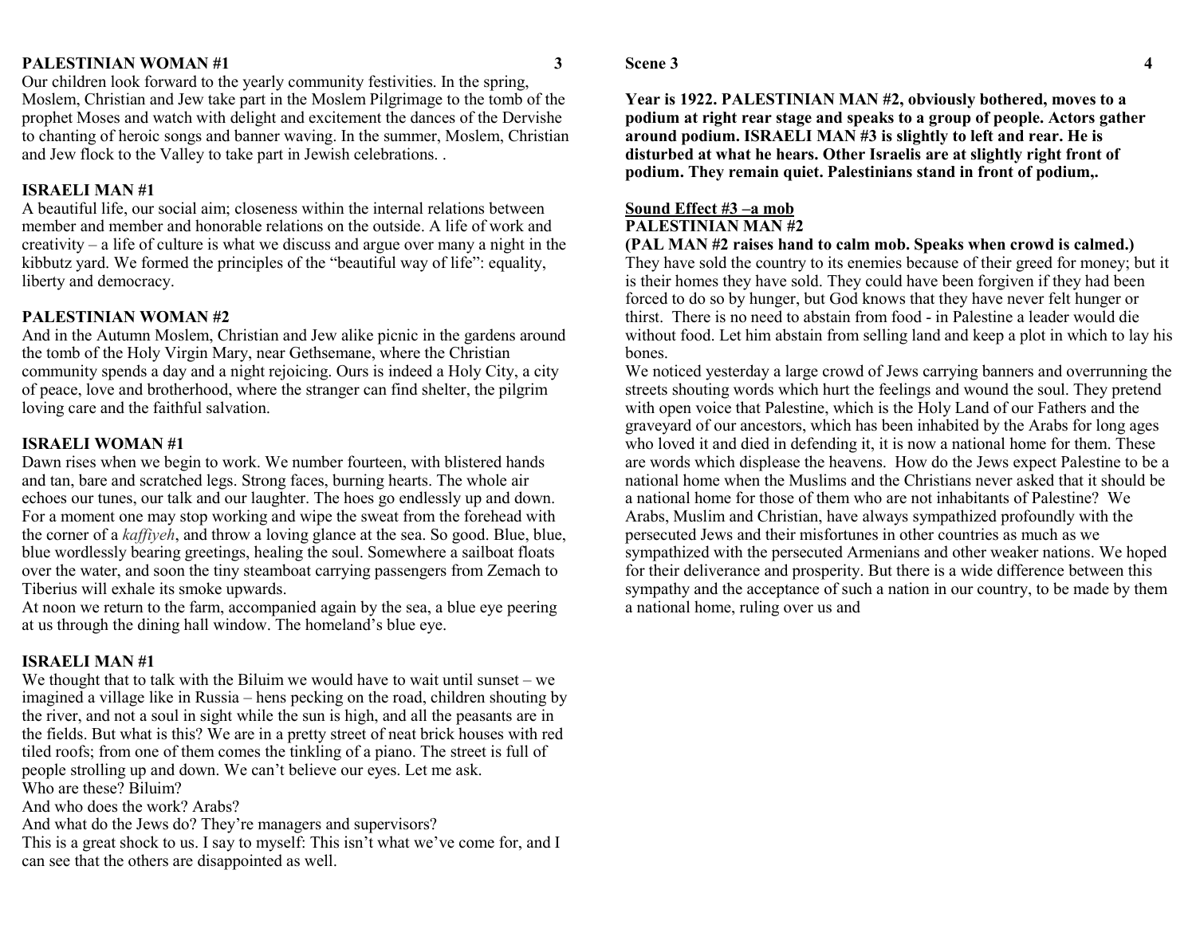**PALESTINIAN WOMAN #1**

Our children look forward to the yearly community festivities. In the spring, Moslem, Christian and Jew take part in the Moslem Pilgrimage to the tomb of the prophet Moses and watch with delight and excitement the dances of the Dervishe to chanting of heroic songs and banner waving. In the summer, Moslem, Christian and Jew flock to the Valley to take part in Jewish celebrations. .

**ISRAELI MAN #1**

A beautiful life, our social aim; closeness within the internal relations between member and member and honorable relations on the outside. A life of work and creativity – a life of culture is what we discuss and argue over many a night in the kibbutz yard. We formed the principles of the "beautiful way of life": equality, liberty and democracy.

**PALESTINIAN WOMAN #2**

And in the Autumn Moslem, Christian and Jew alike picnic in the gardens around the tomb of the Holy Virgin Mary, near Gethsemane, where the Christian community spends a day and a night rejoicing. Ours is indeed a Holy City, a city of peace, love and brotherhood, where the stranger can find shelter, the pilgrim loving care and the faithful salvation.

**ISRAELI WOMAN #1**

Dawn rises when we begin to work. We number fourteen, with blistered hands and tan, bare and scratched legs. Strong faces, burning hearts. The whole air echoes our tunes, our talk and our laughter. The hoes go endlessly up and down. For a moment one may stop working and wipe the sweat from the forehead with the corner of a *kaffiyeh*, and throw a loving glance at the sea. So good. Blue, blue, blue wordlessly bearing greetings, healing the soul. Somewhere a sailboat floats over the water, and soon the tiny steamboat carrying passengers from Zemach to Tiberius will exhale its smoke upwards.
At noon we return to the farm, accompanied again by the sea, a blue eye peering at us through the dining hall window. The homeland's blue eye.

**ISRAELI MAN #1**

We thought that to talk with the Biluim we would have to wait until sunset – we imagined a village like in Russia – hens pecking on the road, children shouting by the river, and not a soul in sight while the sun is high, and all the peasants are in the fields. But what is this? We are in a pretty street of neat brick houses with red tiled roofs; from one of them comes the tinkling of a piano. The street is full of people strolling up and down. We can't believe our eyes. Let me ask.
Who are these? Biluim?
And who does the work? Arabs?
And what do the Jews do? They're managers and supervisors?
This is a great shock to us. I say to myself: This isn't what we've come for, and I can see that the others are disappointed as well.

**Scene 3**

**Year is 1922. PALESTINIAN MAN #2, obviously bothered, moves to a podium at right rear stage and speaks to a group of people. Actors gather around podium. ISRAELI MAN #3 is slightly to left and rear. He is disturbed at what he hears. Other Israelis are at slightly right front of podium. They remain quiet. Palestinians stand in front of podium,.**

**<u>Sound Effect #3 –a mob</u>**

**PALESTINIAN MAN #2**

**(PAL MAN #2 raises hand to calm mob. Speaks when crowd is calmed.)**
They have sold the country to its enemies because of their greed for money; but it is their homes they have sold. They could have been forgiven if they had been forced to do so by hunger, but God knows that they have never felt hunger or thirst. There is no need to abstain from food - in Palestine a leader would die without food. Let him abstain from selling land and keep a plot in which to lay his bones.
We noticed yesterday a large crowd of Jews carrying banners and overrunning the streets shouting words which hurt the feelings and wound the soul. They pretend with open voice that Palestine, which is the Holy Land of our Fathers and the graveyard of our ancestors, which has been inhabited by the Arabs for long ages who loved it and died in defending it, it is now a national home for them. These are words which displease the heavens. How do the Jews expect Palestine to be a national home when the Muslims and the Christians never asked that it should be a national home for those of them who are not inhabitants of Palestine? We Arabs, Muslim and Christian, have always sympathized profoundly with the persecuted Jews and their misfortunes in other countries as much as we sympathized with the persecuted Armenians and other weaker nations. We hoped for their deliverance and prosperity. But there is a wide difference between this sympathy and the acceptance of such a nation in our country, to be made by them a national home, ruling over us and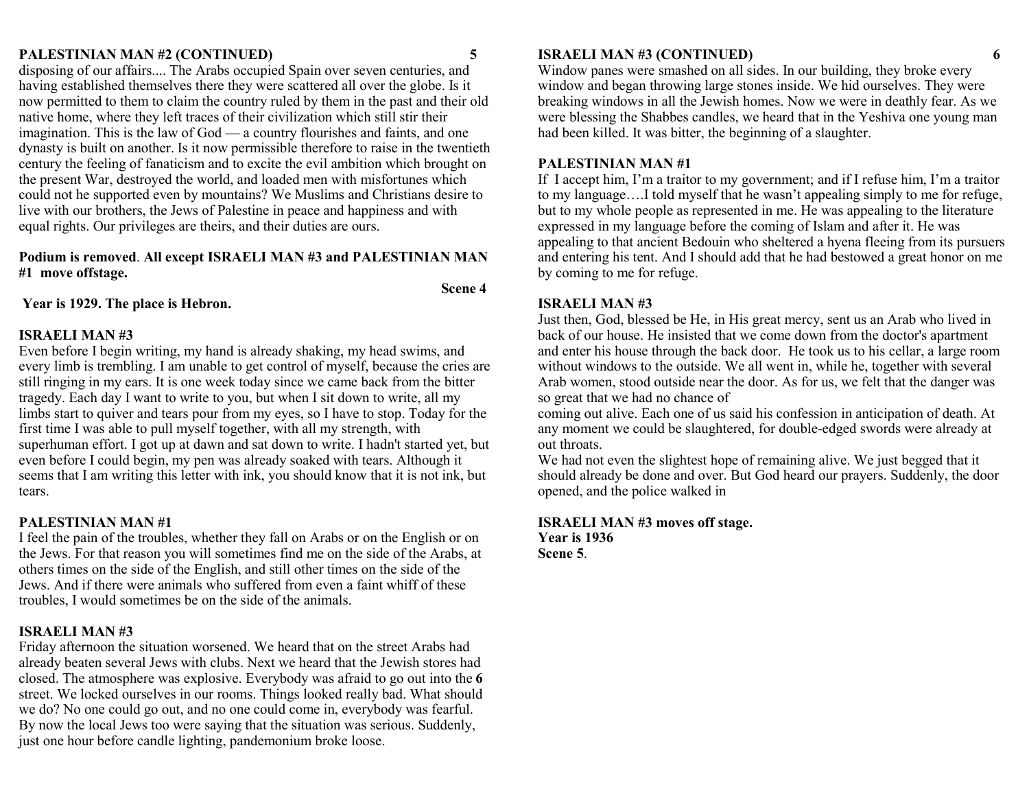**PALESTINIAN MAN #2 (CONTINUED)**

disposing of our affairs.... The Arabs occupied Spain over seven centuries, and having established themselves there they were scattered all over the globe. Is it now permitted to them to claim the country ruled by them in the past and their old native home, where they left traces of their civilization which still stir their imagination. This is the law of God — a country flourishes and faints, and one dynasty is built on another. Is it now permissible therefore to raise in the twentieth century the feeling of fanaticism and to excite the evil ambition which brought on the present War, destroyed the world, and loaded men with misfortunes which could not he supported even by mountains? We Muslims and Christians desire to live with our brothers, the Jews of Palestine in peace and happiness and with equal rights. Our privileges are theirs, and their duties are ours.

**Podium is removed**. **All except ISRAELI MAN #3 and PALESTINIAN MAN #1 move offstage.**

**Scene 4**

**Year is 1929. The place is Hebron.**

**ISRAELI MAN #3**

Even before I begin writing, my hand is already shaking, my head swims, and every limb is trembling. I am unable to get control of myself, because the cries are still ringing in my ears. It is one week today since we came back from the bitter tragedy. Each day I want to write to you, but when I sit down to write, all my limbs start to quiver and tears pour from my eyes, so I have to stop. Today for the first time I was able to pull myself together, with all my strength, with superhuman effort. I got up at dawn and sat down to write. I hadn't started yet, but even before I could begin, my pen was already soaked with tears. Although it seems that I am writing this letter with ink, you should know that it is not ink, but tears.

**PALESTINIAN MAN #1**

I feel the pain of the troubles, whether they fall on Arabs or on the English or on the Jews. For that reason you will sometimes find me on the side of the Arabs, at others times on the side of the English, and still other times on the side of the Jews. And if there were animals who suffered from even a faint whiff of these troubles, I would sometimes be on the side of the animals.

**ISRAELI MAN #3**

Friday afternoon the situation worsened. We heard that on the street Arabs had already beaten several Jews with clubs. Next we heard that the Jewish stores had closed. The atmosphere was explosive. Everybody was afraid to go out into the street. We locked ourselves in our rooms. Things looked really bad. What should we do? No one could go out, and no one could come in, everybody was fearful. By now the local Jews too were saying that the situation was serious. Suddenly, just one hour before candle lighting, pandemonium broke loose.

**ISRAELI MAN #3 (CONTINUED)**

Window panes were smashed on all sides. In our building, they broke every window and began throwing large stones inside. We hid ourselves. They were breaking windows in all the Jewish homes. Now we were in deathly fear. As we were blessing the Shabbes candles, we heard that in the Yeshiva one young man had been killed. It was bitter, the beginning of a slaughter.

**PALESTINIAN MAN #1**

If I accept him, I'm a traitor to my government; and if I refuse him, I'm a traitor to my language….I told myself that he wasn't appealing simply to me for refuge, but to my whole people as represented in me. He was appealing to the literature expressed in my language before the coming of Islam and after it. He was appealing to that ancient Bedouin who sheltered a hyena fleeing from its pursuers and entering his tent. And I should add that he had bestowed a great honor on me by coming to me for refuge.

**ISRAELI MAN #3**

Just then, God, blessed be He, in His great mercy, sent us an Arab who lived in back of our house. He insisted that we come down from the doctor's apartment and enter his house through the back door. He took us to his cellar, a large room without windows to the outside. We all went in, while he, together with several Arab women, stood outside near the door. As for us, we felt that the danger was so great that we had no chance of coming out alive. Each one of us said his confession in anticipation of death. At any moment we could be slaughtered, for double-edged swords were already at out throats.

We had not even the slightest hope of remaining alive. We just begged that it should already be done and over. But God heard our prayers. Suddenly, the door opened, and the police walked in

**ISRAELI MAN #3 moves off stage.**
**Year is 1936**
**Scene 5**.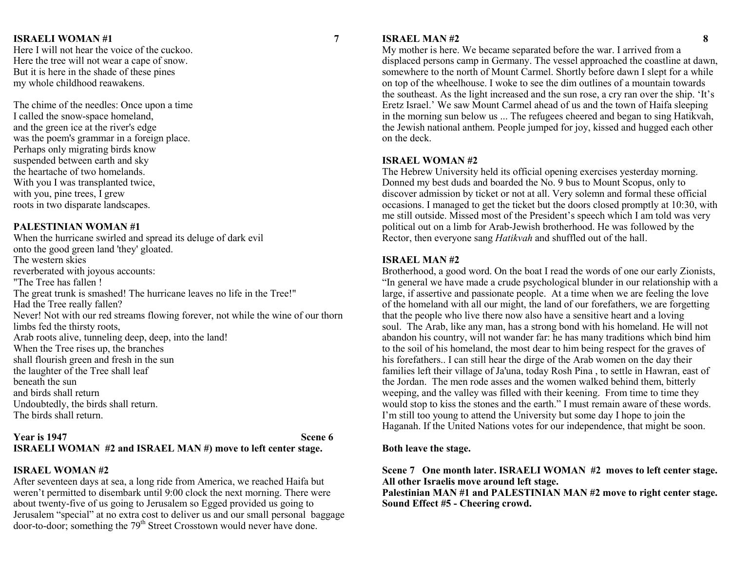**ISRAELI WOMAN #1**

Here I will not hear the voice of the cuckoo.
Here the tree will not wear a cape of snow.
But it is here in the shade of these pines
my whole childhood reawakens.

The chime of the needles: Once upon a time
I called the snow-space homeland,
and the green ice at the river's edge
was the poem's grammar in a foreign place.
Perhaps only migrating birds know
suspended between earth and sky
the heartache of two homelands.
With you I was transplanted twice,
with you, pine trees, I grew
roots in two disparate landscapes.

**PALESTINIAN WOMAN #1**

When the hurricane swirled and spread its deluge of dark evil
onto the good green land 'they' gloated.
The western skies
reverberated with joyous accounts:
"The Tree has fallen !
The great trunk is smashed! The hurricane leaves no life in the Tree!"
Had the Tree really fallen?
Never! Not with our red streams flowing forever, not while the wine of our thorn limbs fed the thirsty roots,
Arab roots alive, tunneling deep, deep, into the land!
When the Tree rises up, the branches
shall flourish green and fresh in the sun
the laughter of the Tree shall leaf
beneath the sun
and birds shall return
Undoubtedly, the birds shall return.
The birds shall return.

**Year is 1947 Scene 6**
**ISRAELI WOMAN #2 and ISRAEL MAN #) move to left center stage.**

**ISRAEL WOMAN #2**

After seventeen days at sea, a long ride from America, we reached Haifa but weren't permitted to disembark until 9:00 clock the next morning. There were about twenty-five of us going to Jerusalem so Egged provided us going to Jerusalem "special" at no extra cost to deliver us and our small personal baggage door-to-door; something the 79th Street Crosstown would never have done.

**ISRAEL MAN #2**

My mother is here. We became separated before the war. I arrived from a displaced persons camp in Germany. The vessel approached the coastline at dawn, somewhere to the north of Mount Carmel. Shortly before dawn I slept for a while on top of the wheelhouse. I woke to see the dim outlines of a mountain towards the southeast. As the light increased and the sun rose, a cry ran over the ship. 'It's Eretz Israel.' We saw Mount Carmel ahead of us and the town of Haifa sleeping in the morning sun below us ... The refugees cheered and began to sing Hatikvah, the Jewish national anthem. People jumped for joy, kissed and hugged each other on the deck.

**ISRAEL WOMAN #2**

The Hebrew University held its official opening exercises yesterday morning. Donned my best duds and boarded the No. 9 bus to Mount Scopus, only to discover admission by ticket or not at all. Very solemn and formal these official occasions. I managed to get the ticket but the doors closed promptly at 10:30, with me still outside. Missed most of the President's speech which I am told was very political out on a limb for Arab-Jewish brotherhood. He was followed by the Rector, then everyone sang *Hatikvah* and shuffled out of the hall.

**ISRAEL MAN #2**

Brotherhood, a good word. On the boat I read the words of one our early Zionists, "In general we have made a crude psychological blunder in our relationship with a large, if assertive and passionate people. At a time when we are feeling the love of the homeland with all our might, the land of our forefathers, we are forgetting that the people who live there now also have a sensitive heart and a loving soul. The Arab, like any man, has a strong bond with his homeland. He will not abandon his country, will not wander far: he has many traditions which bind him to the soil of his homeland, the most dear to him being respect for the graves of his forefathers.. I can still hear the dirge of the Arab women on the day their families left their village of Ja'una, today Rosh Pina , to settle in Hawran, east of the Jordan. The men rode asses and the women walked behind them, bitterly weeping, and the valley was filled with their keening. From time to time they would stop to kiss the stones and the earth." I must remain aware of these words. I'm still too young to attend the University but some day I hope to join the Haganah. If the United Nations votes for our independence, that might be soon.

**Both leave the stage.**

**Scene 7 One month later. ISRAELI WOMAN #2 moves to left center stage. All other Israelis move around left stage.**
**Palestinian MAN #1 and PALESTINIAN MAN #2 move to right center stage.**
**Sound Effect #5 - Cheering crowd.**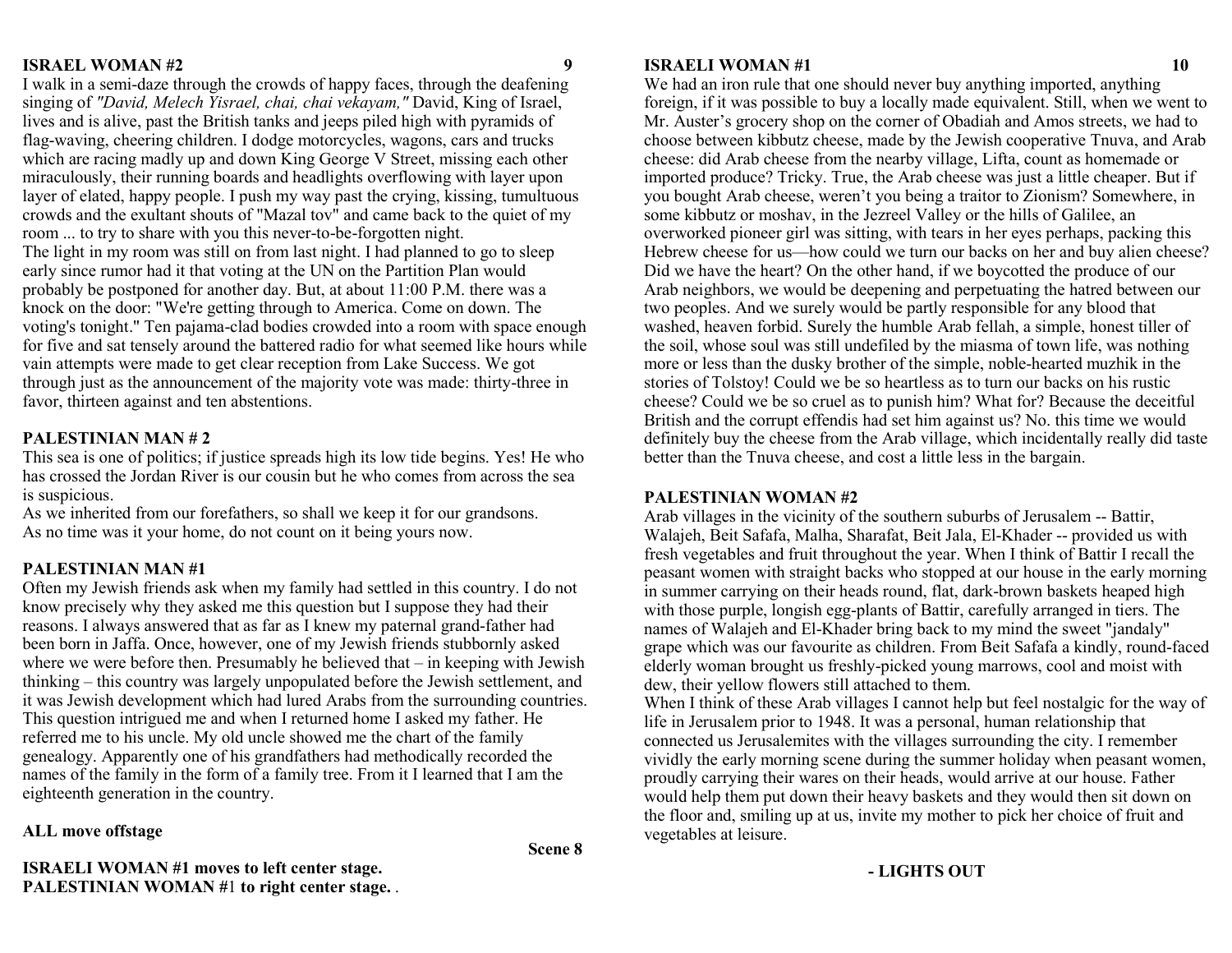**ISRAEL WOMAN #2**

I walk in a semi-daze through the crowds of happy faces, through the deafening singing of *"David, Melech Yisrael, chai, chai vekayam,"* David, King of Israel, lives and is alive, past the British tanks and jeeps piled high with pyramids of flag-waving, cheering children. I dodge motorcycles, wagons, cars and trucks which are racing madly up and down King George V Street, missing each other miraculously, their running boards and headlights overflowing with layer upon layer of elated, happy people. I push my way past the crying, kissing, tumultuous crowds and the exultant shouts of "Mazal tov" and came back to the quiet of my room ... to try to share with you this never-to-be-forgotten night.

The light in my room was still on from last night. I had planned to go to sleep early since rumor had it that voting at the UN on the Partition Plan would probably be postponed for another day. But, at about 11:00 P.M. there was a knock on the door: "We're getting through to America. Come on down. The voting's tonight." Ten pajama-clad bodies crowded into a room with space enough for five and sat tensely around the battered radio for what seemed like hours while vain attempts were made to get clear reception from Lake Success. We got through just as the announcement of the majority vote was made: thirty-three in favor, thirteen against and ten abstentions.

**PALESTINIAN MAN # 2**

This sea is one of politics; if justice spreads high its low tide begins. Yes! He who has crossed the Jordan River is our cousin but he who comes from across the sea is suspicious.

As we inherited from our forefathers, so shall we keep it for our grandsons.
As no time was it your home, do not count on it being yours now.

**PALESTINIAN MAN #1**

Often my Jewish friends ask when my family had settled in this country. I do not know precisely why they asked me this question but I suppose they had their reasons. I always answered that as far as I knew my paternal grand-father had been born in Jaffa. Once, however, one of my Jewish friends stubbornly asked where we were before then. Presumably he believed that – in keeping with Jewish thinking – this country was largely unpopulated before the Jewish settlement, and it was Jewish development which had lured Arabs from the surrounding countries. This question intrigued me and when I returned home I asked my father. He referred me to his uncle. My old uncle showed me the chart of the family genealogy. Apparently one of his grandfathers had methodically recorded the names of the family in the form of a family tree. From it I learned that I am the eighteenth generation in the country.

**ALL move offstage**

**Scene 8**

**ISRAELI WOMAN #1 moves to left center stage.**
**PALESTINIAN WOMAN #1 to right center stage.**

**ISRAELI WOMAN #1**

We had an iron rule that one should never buy anything imported, anything foreign, if it was possible to buy a locally made equivalent. Still, when we went to Mr. Auster's grocery shop on the corner of Obadiah and Amos streets, we had to choose between kibbutz cheese, made by the Jewish cooperative Tnuva, and Arab cheese: did Arab cheese from the nearby village, Lifta, count as homemade or imported produce? Tricky. True, the Arab cheese was just a little cheaper. But if you bought Arab cheese, weren't you being a traitor to Zionism? Somewhere, in some kibbutz or moshav, in the Jezreel Valley or the hills of Galilee, an overworked pioneer girl was sitting, with tears in her eyes perhaps, packing this Hebrew cheese for us—how could we turn our backs on her and buy alien cheese? Did we have the heart? On the other hand, if we boycotted the produce of our Arab neighbors, we would be deepening and perpetuating the hatred between our two peoples. And we surely would be partly responsible for any blood that washed, heaven forbid. Surely the humble Arab fellah, a simple, honest tiller of the soil, whose soul was still undefiled by the miasma of town life, was nothing more or less than the dusky brother of the simple, noble-hearted muzhik in the stories of Tolstoy! Could we be so heartless as to turn our backs on his rustic cheese? Could we be so cruel as to punish him? What for? Because the deceitful British and the corrupt effendis had set him against us? No. this time we would definitely buy the cheese from the Arab village, which incidentally really did taste better than the Tnuva cheese, and cost a little less in the bargain.

**PALESTINIAN WOMAN #2**

Arab villages in the vicinity of the southern suburbs of Jerusalem -- Battir, Walajeh, Beit Safafa, Malha, Sharafat, Beit Jala, El-Khader -- provided us with fresh vegetables and fruit throughout the year. When I think of Battir I recall the peasant women with straight backs who stopped at our house in the early morning in summer carrying on their heads round, flat, dark-brown baskets heaped high with those purple, longish egg-plants of Battir, carefully arranged in tiers. The names of Walajeh and El-Khader bring back to my mind the sweet "jandaly" grape which was our favourite as children. From Beit Safafa a kindly, round-faced elderly woman brought us freshly-picked young marrows, cool and moist with dew, their yellow flowers still attached to them.

When I think of these Arab villages I cannot help but feel nostalgic for the way of life in Jerusalem prior to 1948. It was a personal, human relationship that connected us Jerusalemites with the villages surrounding the city. I remember vividly the early morning scene during the summer holiday when peasant women, proudly carrying their wares on their heads, would arrive at our house. Father would help them put down their heavy baskets and they would then sit down on the floor and, smiling up at us, invite my mother to pick her choice of fruit and vegetables at leisure.

**- LIGHTS OUT**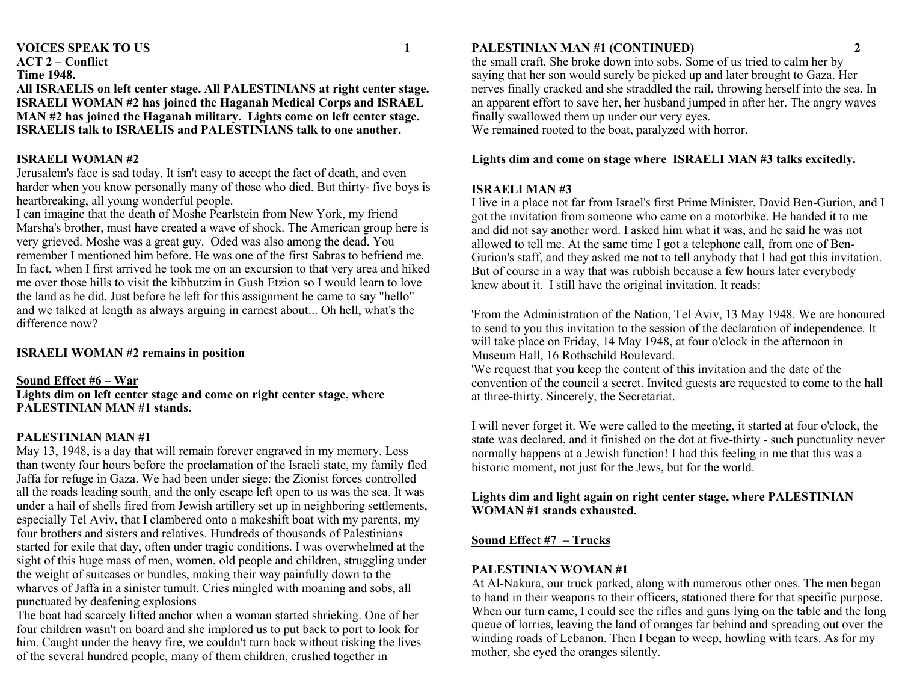**VOICES SPEAK TO US**

**ACT 2 – Conflict**

**Time 1948.**

**All ISRAELIS on left center stage. All PALESTINIANS at right center stage. ISRAELI WOMAN #2 has joined the Haganah Medical Corps and ISRAEL MAN #2 has joined the Haganah military. Lights come on left center stage. ISRAELIS talk to ISRAELIS and PALESTINIANS talk to one another.**

**ISRAELI WOMAN #2**

Jerusalem's face is sad today. It isn't easy to accept the fact of death, and even harder when you know personally many of those who died. But thirty- five boys is heartbreaking, all young wonderful people.

I can imagine that the death of Moshe Pearlstein from New York, my friend Marsha's brother, must have created a wave of shock. The American group here is very grieved. Moshe was a great guy. Oded was also among the dead. You remember I mentioned him before. He was one of the first Sabras to befriend me. In fact, when I first arrived he took me on an excursion to that very area and hiked me over those hills to visit the kibbutzim in Gush Etzion so I would learn to love the land as he did. Just before he left for this assignment he came to say "hello" and we talked at length as always arguing in earnest about... Oh hell, what's the difference now?

**ISRAELI WOMAN #2 remains in position**

**Sound Effect #6 – War**

**Lights dim on left center stage and come on right center stage, where PALESTINIAN MAN #1 stands.**

**PALESTINIAN MAN #1**

May 13, 1948, is a day that will remain forever engraved in my memory. Less than twenty four hours before the proclamation of the Israeli state, my family fled Jaffa for refuge in Gaza. We had been under siege: the Zionist forces controlled all the roads leading south, and the only escape left open to us was the sea. It was under a hail of shells fired from Jewish artillery set up in neighboring settlements, especially Tel Aviv, that I clambered onto a makeshift boat with my parents, my four brothers and sisters and relatives. Hundreds of thousands of Palestinians started for exile that day, often under tragic conditions. I was overwhelmed at the sight of this huge mass of men, women, old people and children, struggling under the weight of suitcases or bundles, making their way painfully down to the wharves of Jaffa in a sinister tumult. Cries mingled with moaning and sobs, all punctuated by deafening explosions

The boat had scarcely lifted anchor when a woman started shrieking. One of her four children wasn't on board and she implored us to put back to port to look for him. Caught under the heavy fire, we couldn't turn back without risking the lives of the several hundred people, many of them children, crushed together in the small craft. She broke down into sobs. Some of us tried to calm her by saying that her son would surely be picked up and later brought to Gaza. Her nerves finally cracked and she straddled the rail, throwing herself into the sea. In an apparent effort to save her, her husband jumped in after her. The angry waves finally swallowed them up under our very eyes.

We remained rooted to the boat, paralyzed with horror.

**Lights dim and come on stage where ISRAELI MAN #3 talks excitedly.**

**ISRAELI MAN #3**

I live in a place not far from Israel's first Prime Minister, David Ben-Gurion, and I got the invitation from someone who came on a motorbike. He handed it to me and did not say another word. I asked him what it was, and he said he was not allowed to tell me. At the same time I got a telephone call, from one of Ben-Gurion's staff, and they asked me not to tell anybody that I had got this invitation. But of course in a way that was rubbish because a few hours later everybody knew about it. I still have the original invitation. It reads:

'From the Administration of the Nation, Tel Aviv, 13 May 1948. We are honoured to send to you this invitation to the session of the declaration of independence. It will take place on Friday, 14 May 1948, at four o'clock in the afternoon in Museum Hall, 16 Rothschild Boulevard.

'We request that you keep the content of this invitation and the date of the convention of the council a secret. Invited guests are requested to come to the hall at three-thirty. Sincerely, the Secretariat.

I will never forget it. We were called to the meeting, it started at four o'clock, the state was declared, and it finished on the dot at five-thirty - such punctuality never normally happens at a Jewish function! I had this feeling in me that this was a historic moment, not just for the Jews, but for the world.

**Lights dim and light again on right center stage, where PALESTINIAN WOMAN #1 stands exhausted.**

**Sound Effect #7 – Trucks**

**PALESTINIAN WOMAN #1**

At Al-Nakura, our truck parked, along with numerous other ones. The men began to hand in their weapons to their officers, stationed there for that specific purpose. When our turn came, I could see the rifles and guns lying on the table and the long queue of lorries, leaving the land of oranges far behind and spreading out over the winding roads of Lebanon. Then I began to weep, howling with tears. As for my mother, she eyed the oranges silently.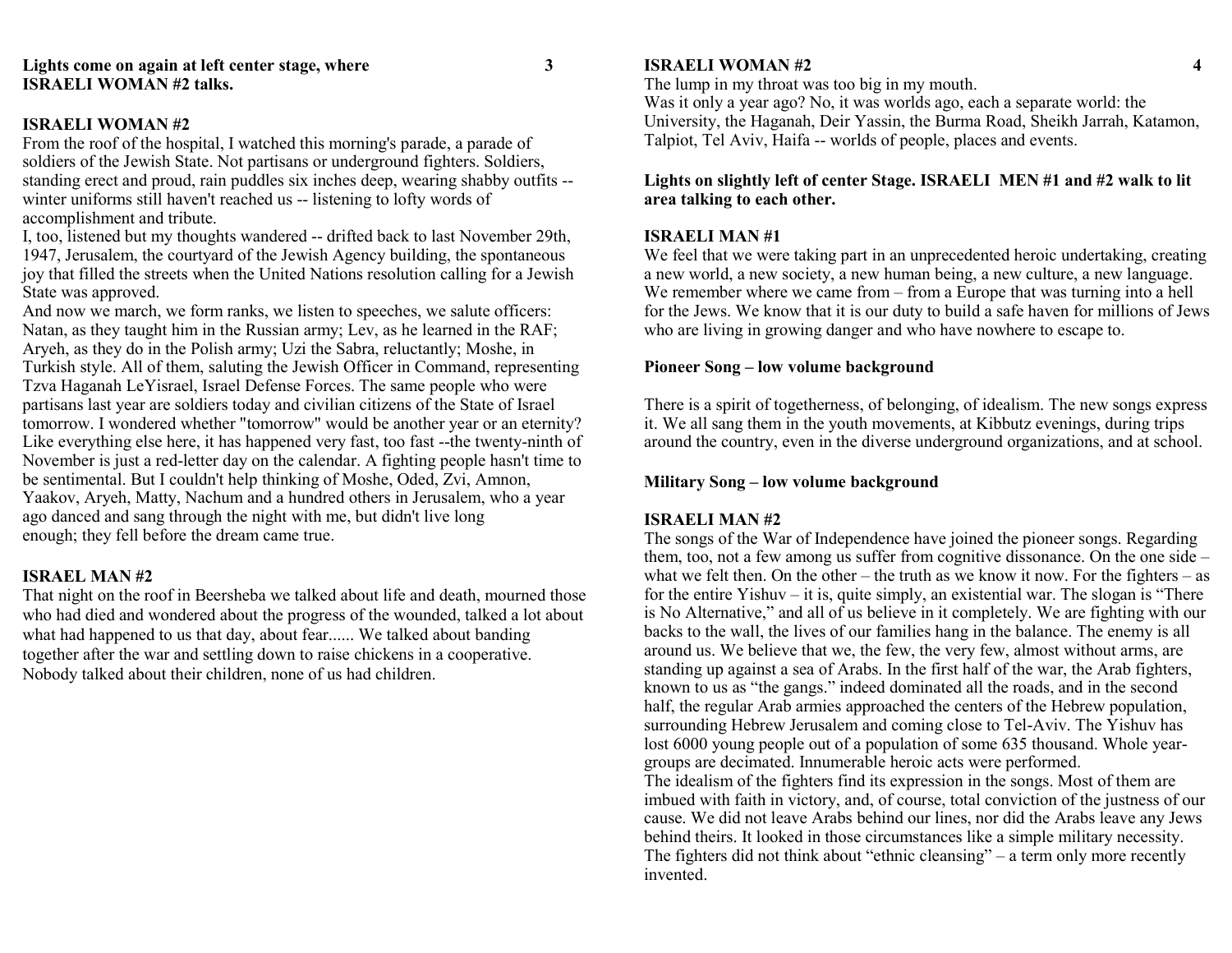**Lights come on again at left center stage, where ISRAELI WOMAN #2 talks.**

**ISRAELI WOMAN #2**

From the roof of the hospital, I watched this morning's parade, a parade of soldiers of the Jewish State. Not partisans or underground fighters. Soldiers, standing erect and proud, rain puddles six inches deep, wearing shabby outfits -- winter uniforms still haven't reached us -- listening to lofty words of accomplishment and tribute.

I, too, listened but my thoughts wandered -- drifted back to last November 29th, 1947, Jerusalem, the courtyard of the Jewish Agency building, the spontaneous joy that filled the streets when the United Nations resolution calling for a Jewish State was approved.

And now we march, we form ranks, we listen to speeches, we salute officers: Natan, as they taught him in the Russian army; Lev, as he learned in the RAF; Aryeh, as they do in the Polish army; Uzi the Sabra, reluctantly; Moshe, in Turkish style. All of them, saluting the Jewish Officer in Command, representing Tzva Haganah LeYisrael, Israel Defense Forces. The same people who were partisans last year are soldiers today and civilian citizens of the State of Israel tomorrow. I wondered whether "tomorrow" would be another year or an eternity? Like everything else here, it has happened very fast, too fast --the twenty-ninth of November is just a red-letter day on the calendar. A fighting people hasn't time to be sentimental. But I couldn't help thinking of Moshe, Oded, Zvi, Amnon, Yaakov, Aryeh, Matty, Nachum and a hundred others in Jerusalem, who a year ago danced and sang through the night with me, but didn't live long enough; they fell before the dream came true.

**ISRAEL MAN #2**

That night on the roof in Beersheba we talked about life and death, mourned those who had died and wondered about the progress of the wounded, talked a lot about what had happened to us that day, about fear...... We talked about banding together after the war and settling down to raise chickens in a cooperative. Nobody talked about their children, none of us had children.

**ISRAELI WOMAN #2**

The lump in my throat was too big in my mouth.

Was it only a year ago? No, it was worlds ago, each a separate world: the University, the Haganah, Deir Yassin, the Burma Road, Sheikh Jarrah, Katamon, Talpiot, Tel Aviv, Haifa -- worlds of people, places and events.

**Lights on slightly left of center Stage. ISRAELI MEN #1 and #2 walk to lit area talking to each other.**

**ISRAELI MAN #1**

We feel that we were taking part in an unprecedented heroic undertaking, creating a new world, a new society, a new human being, a new culture, a new language. We remember where we came from – from a Europe that was turning into a hell for the Jews. We know that it is our duty to build a safe haven for millions of Jews who are living in growing danger and who have nowhere to escape to.

**Pioneer Song – low volume background**

There is a spirit of togetherness, of belonging, of idealism. The new songs express it. We all sang them in the youth movements, at Kibbutz evenings, during trips around the country, even in the diverse underground organizations, and at school.

**Military Song – low volume background**

**ISRAELI MAN #2**

The songs of the War of Independence have joined the pioneer songs. Regarding them, too, not a few among us suffer from cognitive dissonance. On the one side – what we felt then. On the other – the truth as we know it now. For the fighters – as for the entire Yishuv – it is, quite simply, an existential war. The slogan is "There is No Alternative," and all of us believe in it completely. We are fighting with our backs to the wall, the lives of our families hang in the balance. The enemy is all around us. We believe that we, the few, the very few, almost without arms, are standing up against a sea of Arabs. In the first half of the war, the Arab fighters, known to us as "the gangs." indeed dominated all the roads, and in the second half, the regular Arab armies approached the centers of the Hebrew population, surrounding Hebrew Jerusalem and coming close to Tel-Aviv. The Yishuv has lost 6000 young people out of a population of some 635 thousand. Whole year-groups are decimated. Innumerable heroic acts were performed.

The idealism of the fighters find its expression in the songs. Most of them are imbued with faith in victory, and, of course, total conviction of the justness of our cause. We did not leave Arabs behind our lines, nor did the Arabs leave any Jews behind theirs. It looked in those circumstances like a simple military necessity. The fighters did not think about "ethnic cleansing" – a term only more recently invented.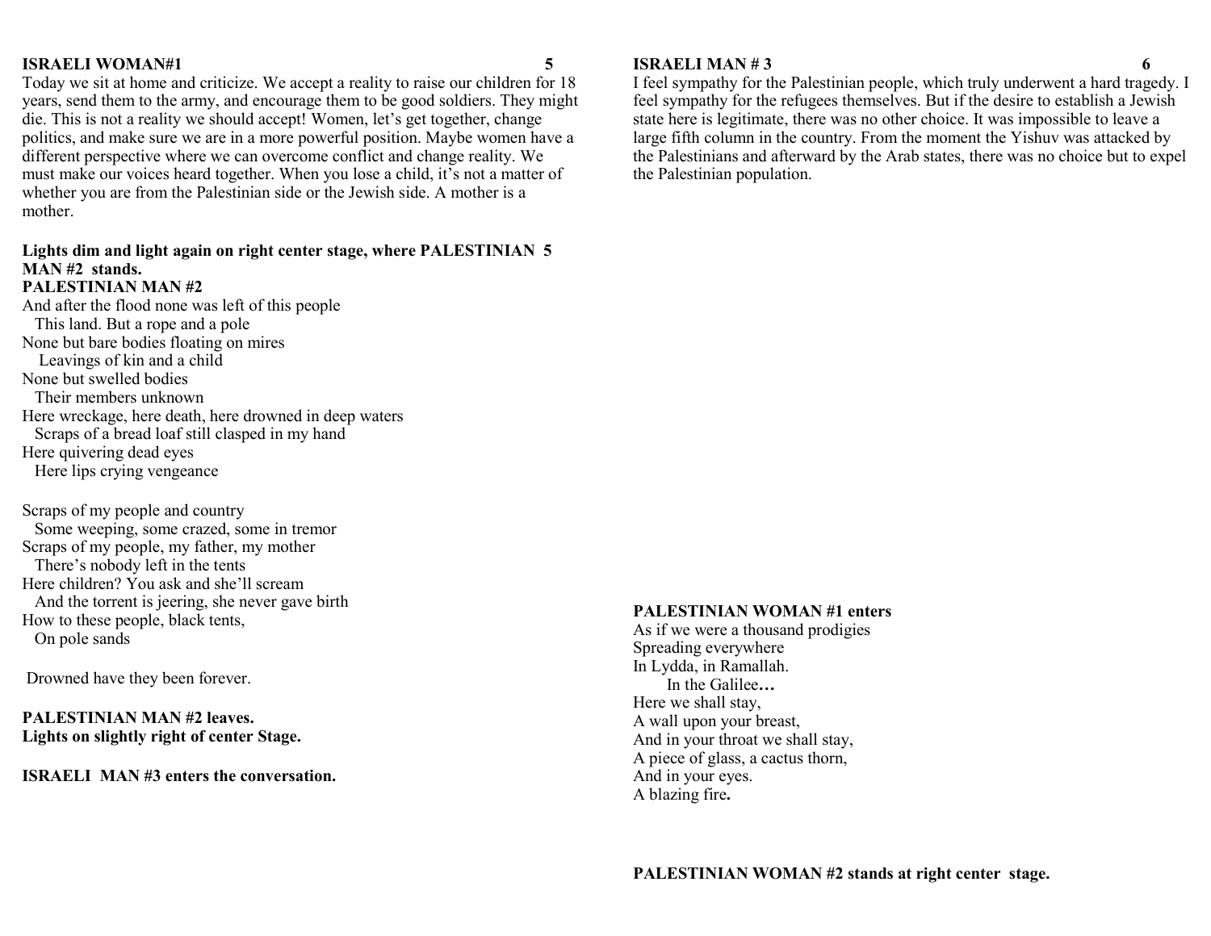**ISRAELI WOMAN#1**

Today we sit at home and criticize. We accept a reality to raise our children for 18 years, send them to the army, and encourage them to be good soldiers. They might die. This is not a reality we should accept! Women, let's get together, change politics, and make sure we are in a more powerful position. Maybe women have a different perspective where we can overcome conflict and change reality. We must make our voices heard together. When you lose a child, it's not a matter of whether you are from the Palestinian side or the Jewish side. A mother is a mother.

**Lights dim and light again on right center stage, where PALESTINIAN 5 MAN #2 stands.**

**PALESTINIAN MAN #2**

And after the flood none was left of this people
  This land. But a rope and a pole
None but bare bodies floating on mires
  Leavings of kin and a child
None but swelled bodies
  Their members unknown
Here wreckage, here death, here drowned in deep waters
  Scraps of a bread loaf still clasped in my hand
Here quivering dead eyes
  Here lips crying vengeance

Scraps of my people and country
  Some weeping, some crazed, some in tremor
Scraps of my people, my father, my mother
  There's nobody left in the tents
Here children? You ask and she'll scream
  And the torrent is jeering, she never gave birth
How to these people, black tents,
  On pole sands

Drowned have they been forever.

**PALESTINIAN MAN #2 leaves.**
**Lights on slightly right of center Stage.**

**ISRAELI MAN #3 enters the conversation.**

**ISRAELI MAN # 3**

I feel sympathy for the Palestinian people, which truly underwent a hard tragedy. I feel sympathy for the refugees themselves. But if the desire to establish a Jewish state here is legitimate, there was no other choice. It was impossible to leave a large fifth column in the country. From the moment the Yishuv was attacked by the Palestinians and afterward by the Arab states, there was no choice but to expel the Palestinian population.

**PALESTINIAN WOMAN #1 enters**

As if we were a thousand prodigies
Spreading everywhere
In Lydda, in Ramallah.
  In the Galilee**…**
Here we shall stay,
A wall upon your breast,
And in your throat we shall stay,
A piece of glass, a cactus thorn,
And in your eyes.
A blazing fire**.**

**PALESTINIAN WOMAN #2 stands at right center stage.**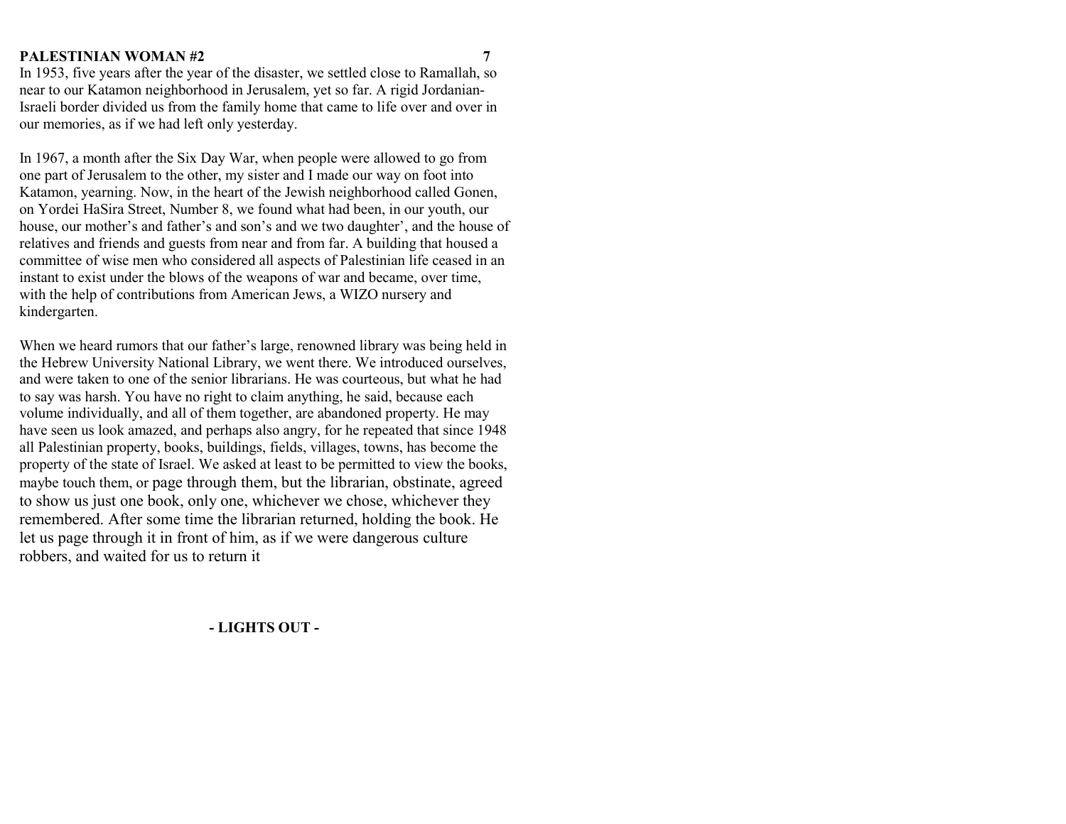**PALESTINIAN WOMAN #2**

In 1953, five years after the year of the disaster, we settled close to Ramallah, so near to our Katamon neighborhood in Jerusalem, yet so far. A rigid Jordanian-Israeli border divided us from the family home that came to life over and over in our memories, as if we had left only yesterday.

In 1967, a month after the Six Day War, when people were allowed to go from one part of Jerusalem to the other, my sister and I made our way on foot into Katamon, yearning. Now, in the heart of the Jewish neighborhood called Gonen, on Yordei HaSira Street, Number 8, we found what had been, in our youth, our house, our mother's and father's and son's and we two daughter', and the house of relatives and friends and guests from near and from far. A building that housed a committee of wise men who considered all aspects of Palestinian life ceased in an instant to exist under the blows of the weapons of war and became, over time, with the help of contributions from American Jews, a WIZO nursery and kindergarten.

When we heard rumors that our father's large, renowned library was being held in the Hebrew University National Library, we went there. We introduced ourselves, and were taken to one of the senior librarians. He was courteous, but what he had to say was harsh. You have no right to claim anything, he said, because each volume individually, and all of them together, are abandoned property. He may have seen us look amazed, and perhaps also angry, for he repeated that since 1948 all Palestinian property, books, buildings, fields, villages, towns, has become the property of the state of Israel. We asked at least to be permitted to view the books, maybe touch them, or page through them, but the librarian, obstinate, agreed to show us just one book, only one, whichever we chose, whichever they remembered. After some time the librarian returned, holding the book. He let us page through it in front of him, as if we were dangerous culture robbers, and waited for us to return it

**- LIGHTS OUT -**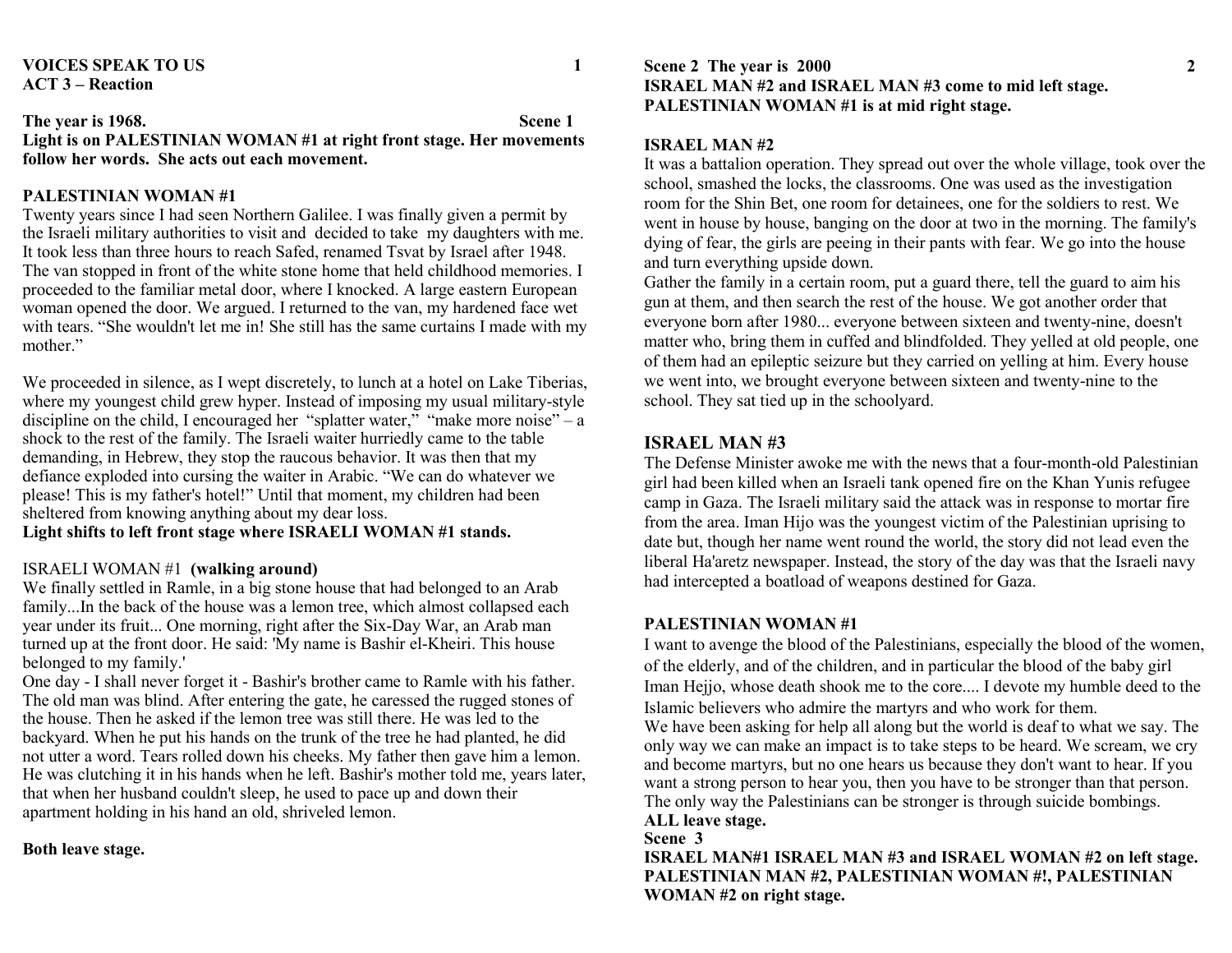**VOICES SPEAK TO US**
**ACT 3 – Reaction**

**The year is 1968.** **Scene 1**
**Light is on PALESTINIAN WOMAN #1 at right front stage. Her movements follow her words. She acts out each movement.**

**PALESTINIAN WOMAN #1**
Twenty years since I had seen Northern Galilee. I was finally given a permit by the Israeli military authorities to visit and decided to take my daughters with me. It took less than three hours to reach Safed, renamed Tsvat by Israel after 1948. The van stopped in front of the white stone home that held childhood memories. I proceeded to the familiar metal door, where I knocked. A large eastern European woman opened the door. We argued. I returned to the van, my hardened face wet with tears. "She wouldn't let me in! She still has the same curtains I made with my mother."

We proceeded in silence, as I wept discretely, to lunch at a hotel on Lake Tiberias, where my youngest child grew hyper. Instead of imposing my usual military-style discipline on the child, I encouraged her "splatter water," "make more noise" – a shock to the rest of the family. The Israeli waiter hurriedly came to the table demanding, in Hebrew, they stop the raucous behavior. It was then that my defiance exploded into cursing the waiter in Arabic. "We can do whatever we please! This is my father's hotel!" Until that moment, my children had been sheltered from knowing anything about my dear loss.
**Light shifts to left front stage where ISRAELI WOMAN #1 stands.**

ISRAELI WOMAN #1 **(walking around)**
We finally settled in Ramle, in a big stone house that had belonged to an Arab family...In the back of the house was a lemon tree, which almost collapsed each year under its fruit... One morning, right after the Six-Day War, an Arab man turned up at the front door. He said: 'My name is Bashir el-Kheiri. This house belonged to my family.'
One day - I shall never forget it - Bashir's brother came to Ramle with his father. The old man was blind. After entering the gate, he caressed the rugged stones of the house. Then he asked if the lemon tree was still there. He was led to the backyard. When he put his hands on the trunk of the tree he had planted, he did not utter a word. Tears rolled down his cheeks. My father then gave him a lemon. He was clutching it in his hands when he left. Bashir's mother told me, years later, that when her husband couldn't sleep, he used to pace up and down their apartment holding in his hand an old, shriveled lemon.

**Both leave stage.**

**Scene 2 The year is 2000**
**ISRAEL MAN #2 and ISRAEL MAN #3 come to mid left stage.**
**PALESTINIAN WOMAN #1 is at mid right stage.**

**ISRAEL MAN #2**
It was a battalion operation. They spread out over the whole village, took over the school, smashed the locks, the classrooms. One was used as the investigation room for the Shin Bet, one room for detainees, one for the soldiers to rest. We went in house by house, banging on the door at two in the morning. The family's dying of fear, the girls are peeing in their pants with fear. We go into the house and turn everything upside down.
Gather the family in a certain room, put a guard there, tell the guard to aim his gun at them, and then search the rest of the house. We got another order that everyone born after 1980... everyone between sixteen and twenty-nine, doesn't matter who, bring them in cuffed and blindfolded. They yelled at old people, one of them had an epileptic seizure but they carried on yelling at him. Every house we went into, we brought everyone between sixteen and twenty-nine to the school. They sat tied up in the schoolyard.

**ISRAEL MAN #3**
The Defense Minister awoke me with the news that a four-month-old Palestinian girl had been killed when an Israeli tank opened fire on the Khan Yunis refugee camp in Gaza. The Israeli military said the attack was in response to mortar fire from the area. Iman Hijo was the youngest victim of the Palestinian uprising to date but, though her name went round the world, the story did not lead even the liberal Ha'aretz newspaper. Instead, the story of the day was that the Israeli navy had intercepted a boatload of weapons destined for Gaza.

**PALESTINIAN WOMAN #1**
I want to avenge the blood of the Palestinians, especially the blood of the women, of the elderly, and of the children, and in particular the blood of the baby girl Iman Hejjo, whose death shook me to the core.... I devote my humble deed to the Islamic believers who admire the martyrs and who work for them.
We have been asking for help all along but the world is deaf to what we say. The only way we can make an impact is to take steps to be heard. We scream, we cry and become martyrs, but no one hears us because they don't want to hear. If you want a strong person to hear you, then you have to be stronger than that person. The only way the Palestinians can be stronger is through suicide bombings.
**ALL leave stage.**
**Scene 3**
**ISRAEL MAN#1 ISRAEL MAN #3 and ISRAEL WOMAN #2 on left stage. PALESTINIAN MAN #2, PALESTINIAN WOMAN #!, PALESTINIAN WOMAN #2 on right stage.**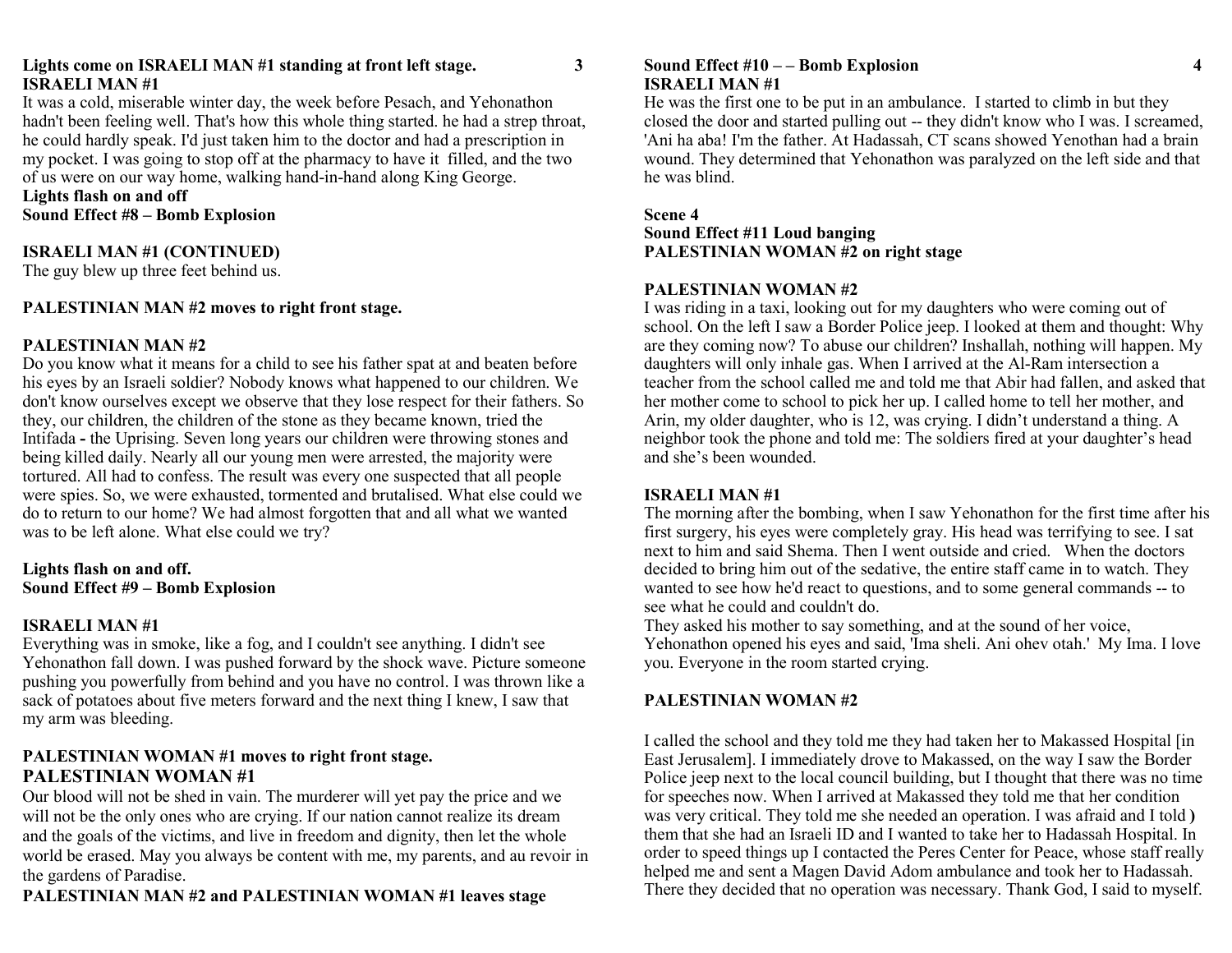**Lights come on ISRAELI MAN #1 standing at front left stage.**

**ISRAELI MAN #1**

It was a cold, miserable winter day, the week before Pesach, and Yehonathon hadn't been feeling well. That's how this whole thing started. he had a strep throat, he could hardly speak. I'd just taken him to the doctor and had a prescription in my pocket. I was going to stop off at the pharmacy to have it filled, and the two of us were on our way home, walking hand-in-hand along King George.

**Lights flash on and off**

**Sound Effect #8 – Bomb Explosion**

**ISRAELI MAN #1 (CONTINUED)**

The guy blew up three feet behind us.

**PALESTINIAN MAN #2 moves to right front stage.**

**PALESTINIAN MAN #2**

Do you know what it means for a child to see his father spat at and beaten before his eyes by an Israeli soldier? Nobody knows what happened to our children. We don't know ourselves except we observe that they lose respect for their fathers. So they, our children, the children of the stone as they became known, tried the Intifada - the Uprising. Seven long years our children were throwing stones and being killed daily. Nearly all our young men were arrested, the majority were tortured. All had to confess. The result was every one suspected that all people were spies. So, we were exhausted, tormented and brutalised. What else could we do to return to our home? We had almost forgotten that and all what we wanted was to be left alone. What else could we try?

**Lights flash on and off.**

**Sound Effect #9 – Bomb Explosion**

**ISRAELI MAN #1**

Everything was in smoke, like a fog, and I couldn't see anything. I didn't see Yehonathon fall down. I was pushed forward by the shock wave. Picture someone pushing you powerfully from behind and you have no control. I was thrown like a sack of potatoes about five meters forward and the next thing I knew, I saw that my arm was bleeding.

**PALESTINIAN WOMAN #1 moves to right front stage.**

**PALESTINIAN WOMAN #1**

Our blood will not be shed in vain. The murderer will yet pay the price and we will not be the only ones who are crying. If our nation cannot realize its dream and the goals of the victims, and live in freedom and dignity, then let the whole world be erased. May you always be content with me, my parents, and au revoir in the gardens of Paradise.

**PALESTINIAN MAN #2 and PALESTINIAN WOMAN #1 leaves stage**

**Sound Effect #10 – – Bomb Explosion**

**ISRAELI MAN #1**

He was the first one to be put in an ambulance. I started to climb in but they closed the door and started pulling out -- they didn't know who I was. I screamed, 'Ani ha aba! I'm the father. At Hadassah, CT scans showed Yenothan had a brain wound. They determined that Yehonathon was paralyzed on the left side and that he was blind.

**Scene 4**

**Sound Effect #11 Loud banging**

**PALESTINIAN WOMAN #2 on right stage**

**PALESTINIAN WOMAN #2**

I was riding in a taxi, looking out for my daughters who were coming out of school. On the left I saw a Border Police jeep. I looked at them and thought: Why are they coming now? To abuse our children? Inshallah, nothing will happen. My daughters will only inhale gas. When I arrived at the Al-Ram intersection a teacher from the school called me and told me that Abir had fallen, and asked that her mother come to school to pick her up. I called home to tell her mother, and Arin, my older daughter, who is 12, was crying. I didn't understand a thing. A neighbor took the phone and told me: The soldiers fired at your daughter's head and she's been wounded.

**ISRAELI MAN #1**

The morning after the bombing, when I saw Yehonathon for the first time after his first surgery, his eyes were completely gray. His head was terrifying to see. I sat next to him and said Shema. Then I went outside and cried. When the doctors decided to bring him out of the sedative, the entire staff came in to watch. They wanted to see how he'd react to questions, and to some general commands -- to see what he could and couldn't do.

They asked his mother to say something, and at the sound of her voice, Yehonathon opened his eyes and said, 'Ima sheli. Ani ohev otah.' My Ima. I love you. Everyone in the room started crying.

**PALESTINIAN WOMAN #2**

I called the school and they told me they had taken her to Makassed Hospital [in East Jerusalem]. I immediately drove to Makassed, on the way I saw the Border Police jeep next to the local council building, but I thought that there was no time for speeches now. When I arrived at Makassed they told me that her condition was very critical. They told me she needed an operation. I was afraid and I told ) them that she had an Israeli ID and I wanted to take her to Hadassah Hospital. In order to speed things up I contacted the Peres Center for Peace, whose staff really helped me and sent a Magen David Adom ambulance and took her to Hadassah. There they decided that no operation was necessary. Thank God, I said to myself.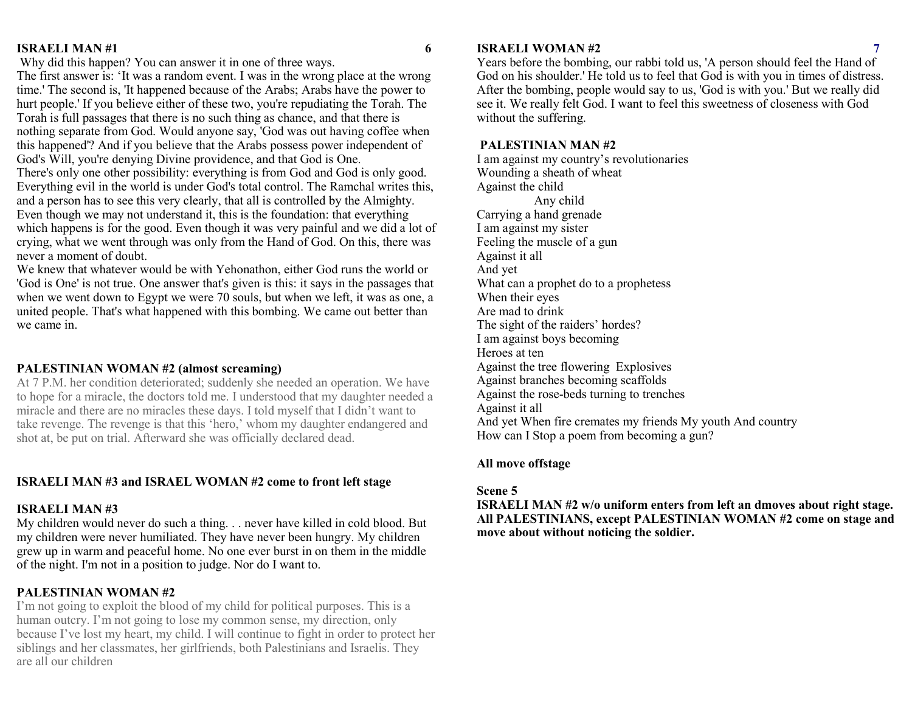**ISRAELI MAN #1**

Why did this happen? You can answer it in one of three ways.
The first answer is: 'It was a random event. I was in the wrong place at the wrong time.' The second is, 'It happened because of the Arabs; Arabs have the power to hurt people.' If you believe either of these two, you're repudiating the Torah. The Torah is full passages that there is no such thing as chance, and that there is nothing separate from God. Would anyone say, 'God was out having coffee when this happened'? And if you believe that the Arabs possess power independent of God's Will, you're denying Divine providence, and that God is One.
There's only one other possibility: everything is from God and God is only good. Everything evil in the world is under God's total control. The Ramchal writes this, and a person has to see this very clearly, that all is controlled by the Almighty. Even though we may not understand it, this is the foundation: that everything which happens is for the good. Even though it was very painful and we did a lot of crying, what we went through was only from the Hand of God. On this, there was never a moment of doubt.
We knew that whatever would be with Yehonathon, either God runs the world or 'God is One' is not true. One answer that's given is this: it says in the passages that when we went down to Egypt we were 70 souls, but when we left, it was as one, a united people. That's what happened with this bombing. We came out better than we came in.

**PALESTINIAN WOMAN #2 (almost screaming)**

At 7 P.M. her condition deteriorated; suddenly she needed an operation. We have to hope for a miracle, the doctors told me. I understood that my daughter needed a miracle and there are no miracles these days. I told myself that I didn't want to take revenge. The revenge is that this 'hero,' whom my daughter endangered and shot at, be put on trial. Afterward she was officially declared dead.

**ISRAELI MAN #3 and ISRAEL WOMAN #2 come to front left stage**

**ISRAELI MAN #3**

My children would never do such a thing. . . never have killed in cold blood. But my children were never humiliated. They have never been hungry. My children grew up in warm and peaceful home. No one ever burst in on them in the middle of the night. I'm not in a position to judge. Nor do I want to.

**PALESTINIAN WOMAN #2**

I'm not going to exploit the blood of my child for political purposes. This is a human outcry. I'm not going to lose my common sense, my direction, only because I've lost my heart, my child. I will continue to fight in order to protect her siblings and her classmates, her girlfriends, both Palestinians and Israelis. They are all our children

**ISRAELI WOMAN #2**

Years before the bombing, our rabbi told us, 'A person should feel the Hand of God on his shoulder.' He told us to feel that God is with you in times of distress. After the bombing, people would say to us, 'God is with you.' But we really did see it. We really felt God. I want to feel this sweetness of closeness with God without the suffering.

**PALESTINIAN MAN #2**

I am against my country's revolutionaries
Wounding a sheath of wheat
Against the child
  Any child
Carrying a hand grenade
I am against my sister
Feeling the muscle of a gun
Against it all
And yet
What can a prophet do to a prophetess
When their eyes
Are mad to drink
The sight of the raiders' hordes?
I am against boys becoming
Heroes at ten
Against the tree flowering Explosives
Against branches becoming scaffolds
Against the rose-beds turning to trenches
Against it all
And yet When fire cremates my friends My youth And country
How can I Stop a poem from becoming a gun?

**All move offstage**

**Scene 5**

**ISRAELI MAN #2 w/o uniform enters from left an dmoves about right stage. All PALESTINIANS, except PALESTINIAN WOMAN #2 come on stage and move about without noticing the soldier.**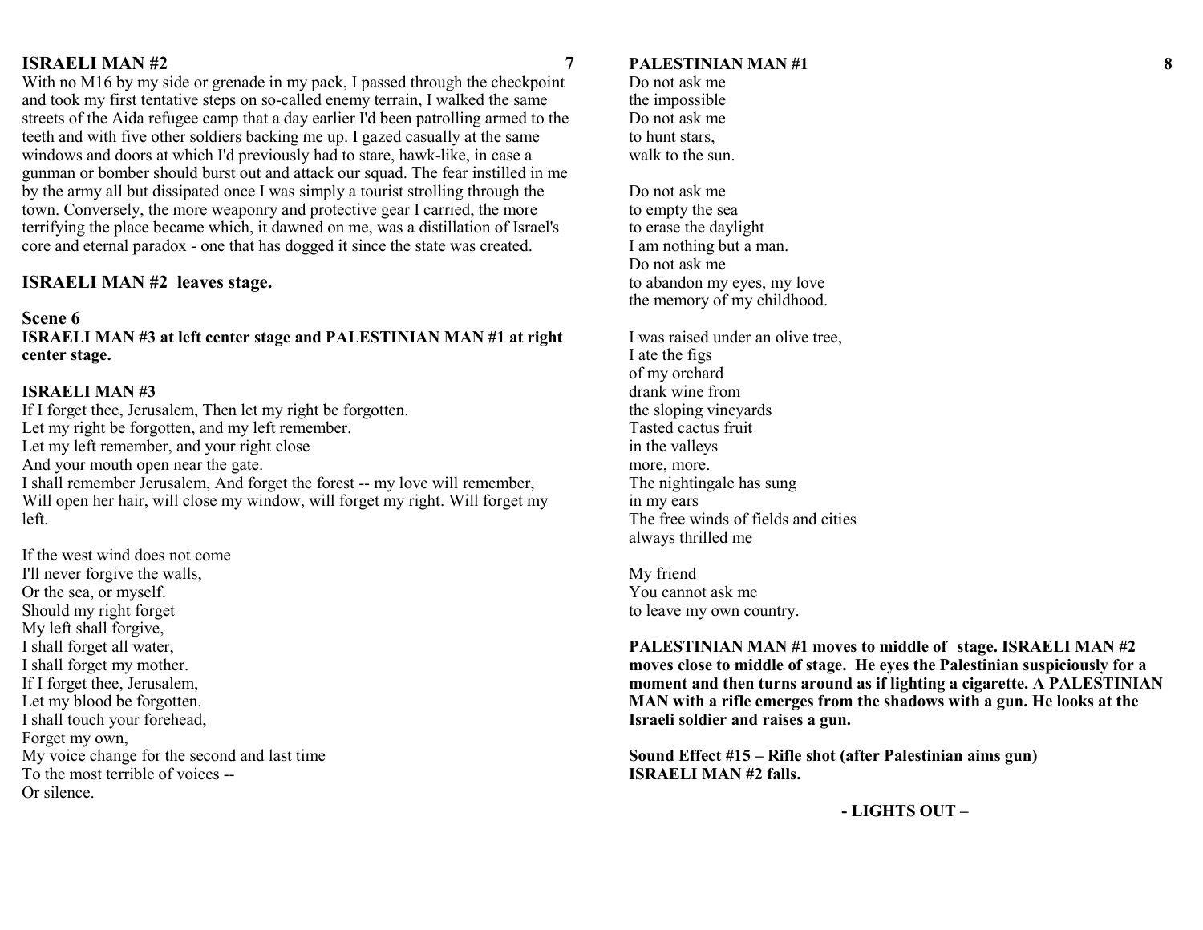**ISRAELI MAN #2**

With no M16 by my side or grenade in my pack, I passed through the checkpoint and took my first tentative steps on so-called enemy terrain, I walked the same streets of the Aida refugee camp that a day earlier I'd been patrolling armed to the teeth and with five other soldiers backing me up. I gazed casually at the same windows and doors at which I'd previously had to stare, hawk-like, in case a gunman or bomber should burst out and attack our squad. The fear instilled in me by the army all but dissipated once I was simply a tourist strolling through the town. Conversely, the more weaponry and protective gear I carried, the more terrifying the place became which, it dawned on me, was a distillation of Israel's core and eternal paradox - one that has dogged it since the state was created.

**ISRAELI MAN #2 leaves stage.**

**Scene 6**

**ISRAELI MAN #3 at left center stage and PALESTINIAN MAN #1 at right center stage.**

**ISRAELI MAN #3**

If I forget thee, Jerusalem, Then let my right be forgotten.
Let my right be forgotten, and my left remember.
Let my left remember, and your right close
And your mouth open near the gate.
I shall remember Jerusalem, And forget the forest -- my love will remember,
Will open her hair, will close my window, will forget my right. Will forget my left.

If the west wind does not come
I'll never forgive the walls,
Or the sea, or myself.
Should my right forget
My left shall forgive,
I shall forget all water,
I shall forget my mother.
If I forget thee, Jerusalem,
Let my blood be forgotten.
I shall touch your forehead,
Forget my own,
My voice change for the second and last time
To the most terrible of voices --
Or silence.

**PALESTINIAN MAN #1**

Do not ask me
the impossible
Do not ask me
to hunt stars,
walk to the sun.

Do not ask me
to empty the sea
to erase the daylight
I am nothing but a man.
Do not ask me
to abandon my eyes, my love
the memory of my childhood.

I was raised under an olive tree,
I ate the figs
of my orchard
drank wine from
the sloping vineyards
Tasted cactus fruit
in the valleys
more, more.
The nightingale has sung
in my ears
The free winds of fields and cities
always thrilled me

My friend
You cannot ask me
to leave my own country.

**PALESTINIAN MAN #1 moves to middle of stage. ISRAELI MAN #2 moves close to middle of stage. He eyes the Palestinian suspiciously for a moment and then turns around as if lighting a cigarette. A PALESTINIAN MAN with a rifle emerges from the shadows with a gun. He looks at the Israeli soldier and raises a gun.**

**Sound Effect #15 – Rifle shot (after Palestinian aims gun)**
**ISRAELI MAN #2 falls.**

**- LIGHTS OUT –**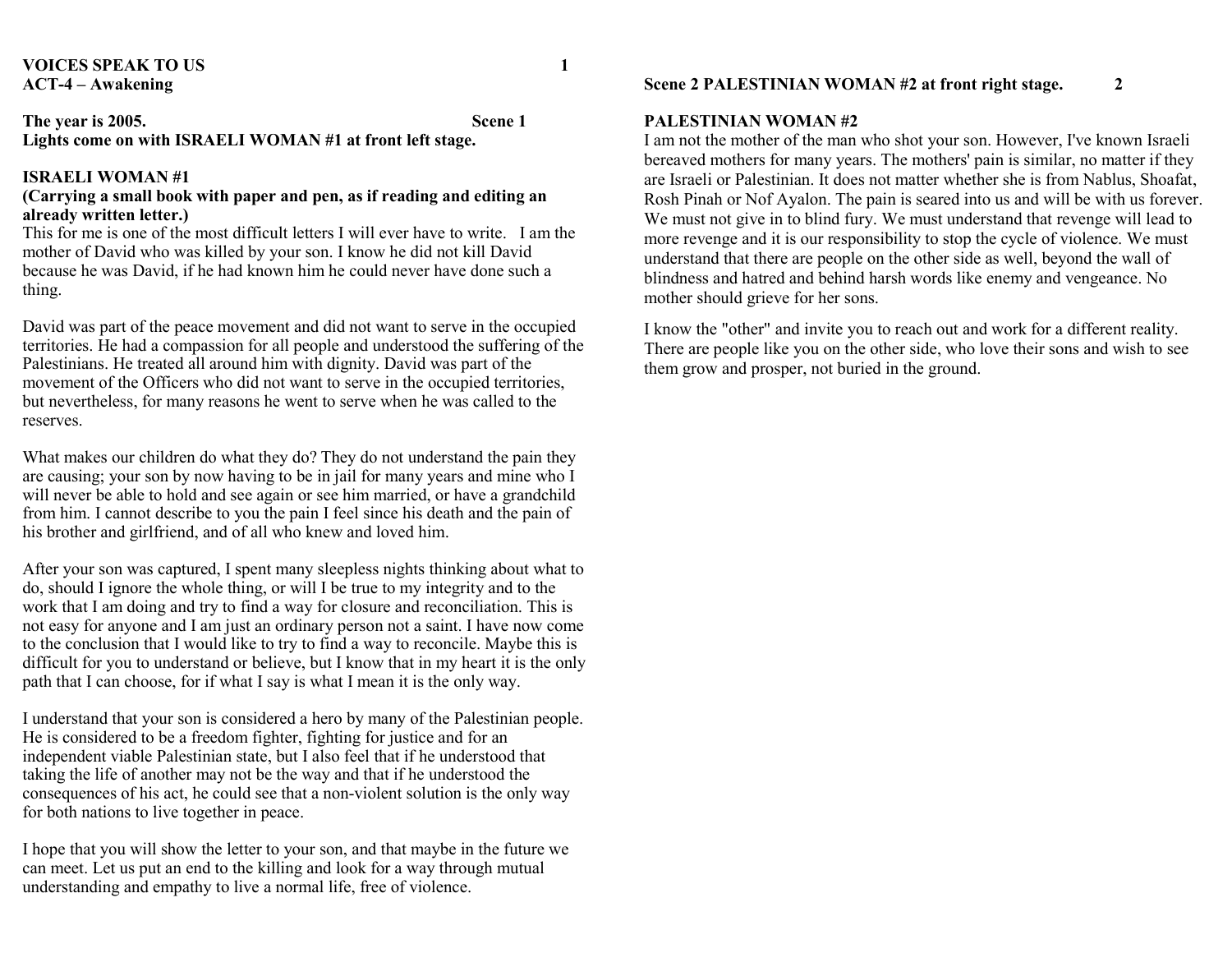**VOICES SPEAK TO US**
**ACT-4 – Awakening**

**The year is 2005.** **Scene 1**
**Lights come on with ISRAELI WOMAN #1 at front left stage.**

**ISRAELI WOMAN #1**
**(Carrying a small book with paper and pen, as if reading and editing an already written letter.)**
This for me is one of the most difficult letters I will ever have to write. I am the mother of David who was killed by your son. I know he did not kill David because he was David, if he had known him he could never have done such a thing.

David was part of the peace movement and did not want to serve in the occupied territories. He had a compassion for all people and understood the suffering of the Palestinians. He treated all around him with dignity. David was part of the movement of the Officers who did not want to serve in the occupied territories, but nevertheless, for many reasons he went to serve when he was called to the reserves.

What makes our children do what they do? They do not understand the pain they are causing; your son by now having to be in jail for many years and mine who I will never be able to hold and see again or see him married, or have a grandchild from him. I cannot describe to you the pain I feel since his death and the pain of his brother and girlfriend, and of all who knew and loved him.

After your son was captured, I spent many sleepless nights thinking about what to do, should I ignore the whole thing, or will I be true to my integrity and to the work that I am doing and try to find a way for closure and reconciliation. This is not easy for anyone and I am just an ordinary person not a saint. I have now come to the conclusion that I would like to try to find a way to reconcile. Maybe this is difficult for you to understand or believe, but I know that in my heart it is the only path that I can choose, for if what I say is what I mean it is the only way.

I understand that your son is considered a hero by many of the Palestinian people. He is considered to be a freedom fighter, fighting for justice and for an independent viable Palestinian state, but I also feel that if he understood that taking the life of another may not be the way and that if he understood the consequences of his act, he could see that a non-violent solution is the only way for both nations to live together in peace.

I hope that you will show the letter to your son, and that maybe in the future we can meet. Let us put an end to the killing and look for a way through mutual understanding and empathy to live a normal life, free of violence.

**Scene 2 PALESTINIAN WOMAN #2 at front right stage.**

**PALESTINIAN WOMAN #2**
I am not the mother of the man who shot your son. However, I've known Israeli bereaved mothers for many years. The mothers' pain is similar, no matter if they are Israeli or Palestinian. It does not matter whether she is from Nablus, Shoafat, Rosh Pinah or Nof Ayalon. The pain is seared into us and will be with us forever. We must not give in to blind fury. We must understand that revenge will lead to more revenge and it is our responsibility to stop the cycle of violence. We must understand that there are people on the other side as well, beyond the wall of blindness and hatred and behind harsh words like enemy and vengeance. No mother should grieve for her sons.

I know the "other" and invite you to reach out and work for a different reality. There are people like you on the other side, who love their sons and wish to see them grow and prosper, not buried in the ground.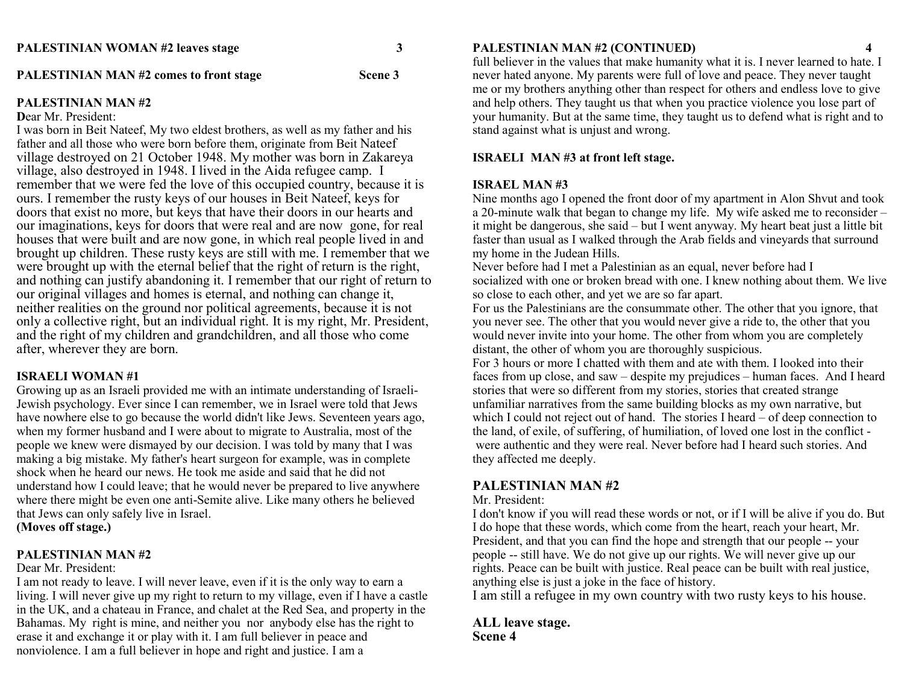**PALESTINIAN WOMAN #2 leaves stage**

**PALESTINIAN MAN #2 comes to front stage** **Scene 3**

**PALESTINIAN MAN #2**

**D**ear Mr. President:

I was born in Beit Nateef, My two eldest brothers, as well as my father and his father and all those who were born before them, originate from Beit Nateef village destroyed on 21 October 1948. My mother was born in Zakareya village, also destroyed in 1948. I lived in the Aida refugee camp. I remember that we were fed the love of this occupied country, because it is ours. I remember the rusty keys of our houses in Beit Nateef, keys for doors that exist no more, but keys that have their doors in our hearts and our imaginations, keys for doors that were real and are now gone, for real houses that were built and are now gone, in which real people lived in and brought up children. These rusty keys are still with me. I remember that we were brought up with the eternal belief that the right of return is the right, and nothing can justify abandoning it. I remember that our right of return to our original villages and homes is eternal, and nothing can change it, neither realities on the ground nor political agreements, because it is not only a collective right, but an individual right. It is my right, Mr. President, and the right of my children and grandchildren, and all those who come after, wherever they are born.

**ISRAELI WOMAN #1**

Growing up as an Israeli provided me with an intimate understanding of Israeli-Jewish psychology. Ever since I can remember, we in Israel were told that Jews have nowhere else to go because the world didn't like Jews. Seventeen years ago, when my former husband and I were about to migrate to Australia, most of the people we knew were dismayed by our decision. I was told by many that I was making a big mistake. My father's heart surgeon for example, was in complete shock when he heard our news. He took me aside and said that he did not understand how I could leave; that he would never be prepared to live anywhere where there might be even one anti-Semite alive. Like many others he believed that Jews can only safely live in Israel.

**(Moves off stage.)**

**PALESTINIAN MAN #2**

Dear Mr. President:

I am not ready to leave. I will never leave, even if it is the only way to earn a living. I will never give up my right to return to my village, even if I have a castle in the UK, and a chateau in France, and chalet at the Red Sea, and property in the Bahamas. My right is mine, and neither you nor anybody else has the right to erase it and exchange it or play with it. I am full believer in peace and nonviolence. I am a full believer in hope and right and justice. I am a full believer in the values that make humanity what it is. I never learned to hate. I never hated anyone. My parents were full of love and peace. They never taught me or my brothers anything other than respect for others and endless love to give and help others. They taught us that when you practice violence you lose part of your humanity. But at the same time, they taught us to defend what is right and to stand against what is unjust and wrong.

**ISRAELI MAN #3 at front left stage.**

**ISRAEL MAN #3**

Nine months ago I opened the front door of my apartment in Alon Shvut and took a 20-minute walk that began to change my life. My wife asked me to reconsider – it might be dangerous, she said – but I went anyway. My heart beat just a little bit faster than usual as I walked through the Arab fields and vineyards that surround my home in the Judean Hills.

Never before had I met a Palestinian as an equal, never before had I socialized with one or broken bread with one. I knew nothing about them. We live so close to each other, and yet we are so far apart.

For us the Palestinians are the consummate other. The other that you ignore, that you never see. The other that you would never give a ride to, the other that you would never invite into your home. The other from whom you are completely distant, the other of whom you are thoroughly suspicious.

For 3 hours or more I chatted with them and ate with them. I looked into their faces from up close, and saw – despite my prejudices – human faces. And I heard stories that were so different from my stories, stories that created strange unfamiliar narratives from the same building blocks as my own narrative, but which I could not reject out of hand. The stories I heard – of deep connection to the land, of exile, of suffering, of humiliation, of loved one lost in the conflict - were authentic and they were real. Never before had I heard such stories. And they affected me deeply.

**PALESTINIAN MAN #2**

Mr. President:

I don't know if you will read these words or not, or if I will be alive if you do. But I do hope that these words, which come from the heart, reach your heart, Mr. President, and that you can find the hope and strength that our people -- your people -- still have. We do not give up our rights. We will never give up our rights. Peace can be built with justice. Real peace can be built with real justice, anything else is just a joke in the face of history.

I am still a refugee in my own country with two rusty keys to his house.

**ALL leave stage.**

**Scene 4**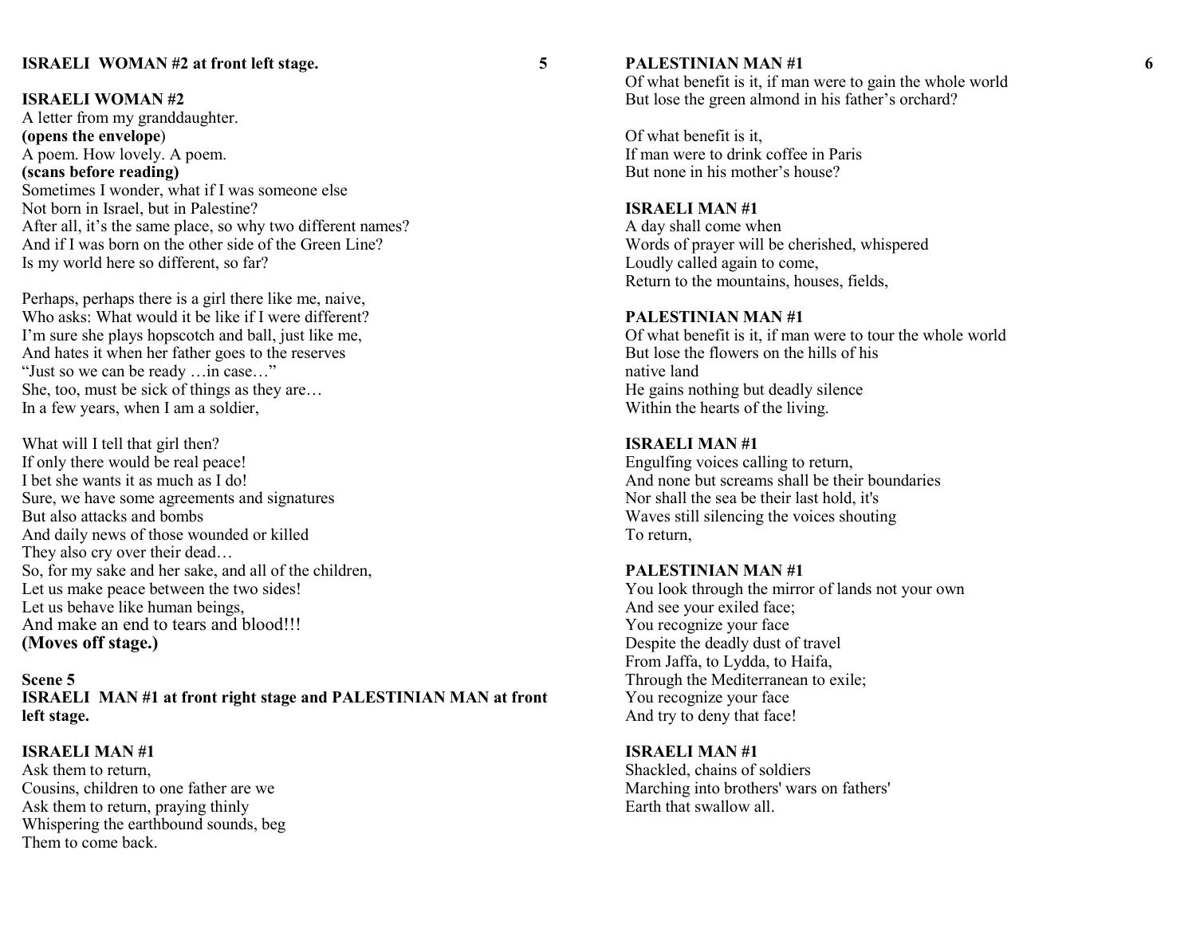**ISRAELI WOMAN #2 at front left stage.**

**ISRAELI WOMAN #2**
A letter from my granddaughter.
**(opens the envelope**)
A poem. How lovely. A poem.
**(scans before reading)**
Sometimes I wonder, what if I was someone else
Not born in Israel, but in Palestine?
After all, it's the same place, so why two different names?
And if I was born on the other side of the Green Line?
Is my world here so different, so far?

Perhaps, perhaps there is a girl there like me, naive,
Who asks: What would it be like if I were different?
I'm sure she plays hopscotch and ball, just like me,
And hates it when her father goes to the reserves
"Just so we can be ready …in case…"
She, too, must be sick of things as they are…
In a few years, when I am a soldier,

What will I tell that girl then?
If only there would be real peace!
I bet she wants it as much as I do!
Sure, we have some agreements and signatures
But also attacks and bombs
And daily news of those wounded or killed
They also cry over their dead…
So, for my sake and her sake, and all of the children,
Let us make peace between the two sides!
Let us behave like human beings,
And make an end to tears and blood!!!
**(Moves off stage.)**

**Scene 5**
**ISRAELI MAN #1 at front right stage and PALESTINIAN MAN at front left stage.**

**ISRAELI MAN #1**
Ask them to return,
Cousins, children to one father are we
Ask them to return, praying thinly
Whispering the earthbound sounds, beg
Them to come back.

**PALESTINIAN MAN #1**
Of what benefit is it, if man were to gain the whole world
But lose the green almond in his father's orchard?

Of what benefit is it,
If man were to drink coffee in Paris
But none in his mother's house?

**ISRAELI MAN #1**
A day shall come when
Words of prayer will be cherished, whispered
Loudly called again to come,
Return to the mountains, houses, fields,

**PALESTINIAN MAN #1**
Of what benefit is it, if man were to tour the whole world
But lose the flowers on the hills of his
native land
He gains nothing but deadly silence
Within the hearts of the living.

**ISRAELI MAN #1**
Engulfing voices calling to return,
And none but screams shall be their boundaries
Nor shall the sea be their last hold, it's
Waves still silencing the voices shouting
To return,

**PALESTINIAN MAN #1**
You look through the mirror of lands not your own
And see your exiled face;
You recognize your face
Despite the deadly dust of travel
From Jaffa, to Lydda, to Haifa,
Through the Mediterranean to exile;
You recognize your face
And try to deny that face!

**ISRAELI MAN #1**
Shackled, chains of soldiers
Marching into brothers' wars on fathers'
Earth that swallow all.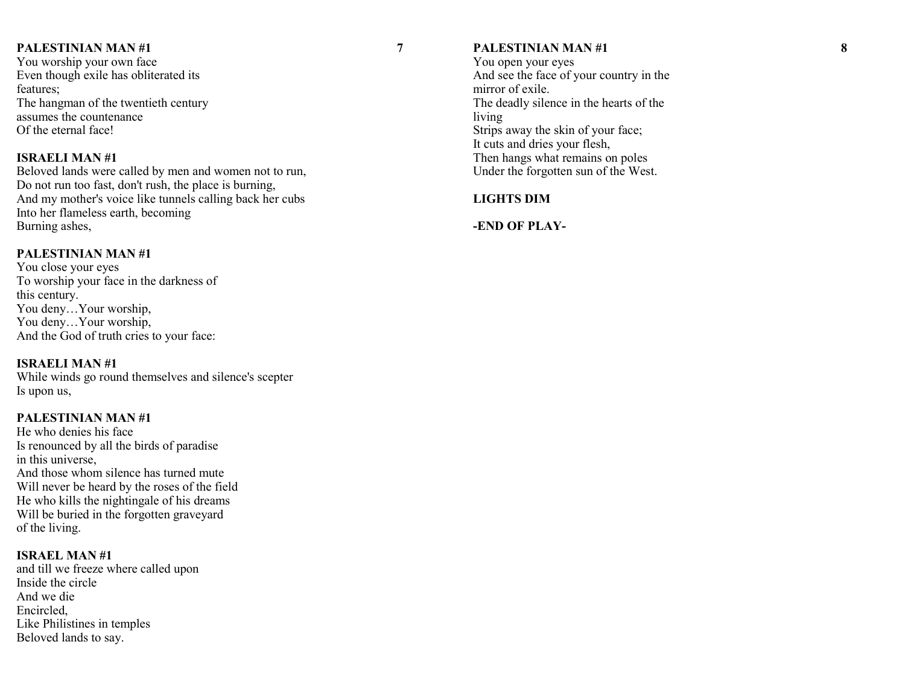**PALESTINIAN MAN #1**
You worship your own face
Even though exile has obliterated its
features;
The hangman of the twentieth century
assumes the countenance
Of the eternal face!

**ISRAELI MAN #1**
Beloved lands were called by men and women not to run,
Do not run too fast, don't rush, the place is burning,
And my mother's voice like tunnels calling back her cubs
Into her flameless earth, becoming
Burning ashes,

**PALESTINIAN MAN #1**
You close your eyes
To worship your face in the darkness of
this century.
You deny…Your worship,
You deny…Your worship,
And the God of truth cries to your face:

**ISRAELI MAN #1**
While winds go round themselves and silence's scepter
Is upon us,

**PALESTINIAN MAN #1**
He who denies his face
Is renounced by all the birds of paradise
in this universe,
And those whom silence has turned mute
Will never be heard by the roses of the field
He who kills the nightingale of his dreams
Will be buried in the forgotten graveyard
of the living.

**ISRAEL MAN #1**
and till we freeze where called upon
Inside the circle
And we die
Encircled,
Like Philistines in temples
Beloved lands to say.

**PALESTINIAN MAN #1**
You open your eyes
And see the face of your country in the
mirror of exile.
The deadly silence in the hearts of the
living
Strips away the skin of your face;
It cuts and dries your flesh,
Then hangs what remains on poles
Under the forgotten sun of the West.

**LIGHTS DIM**

**-END OF PLAY-**